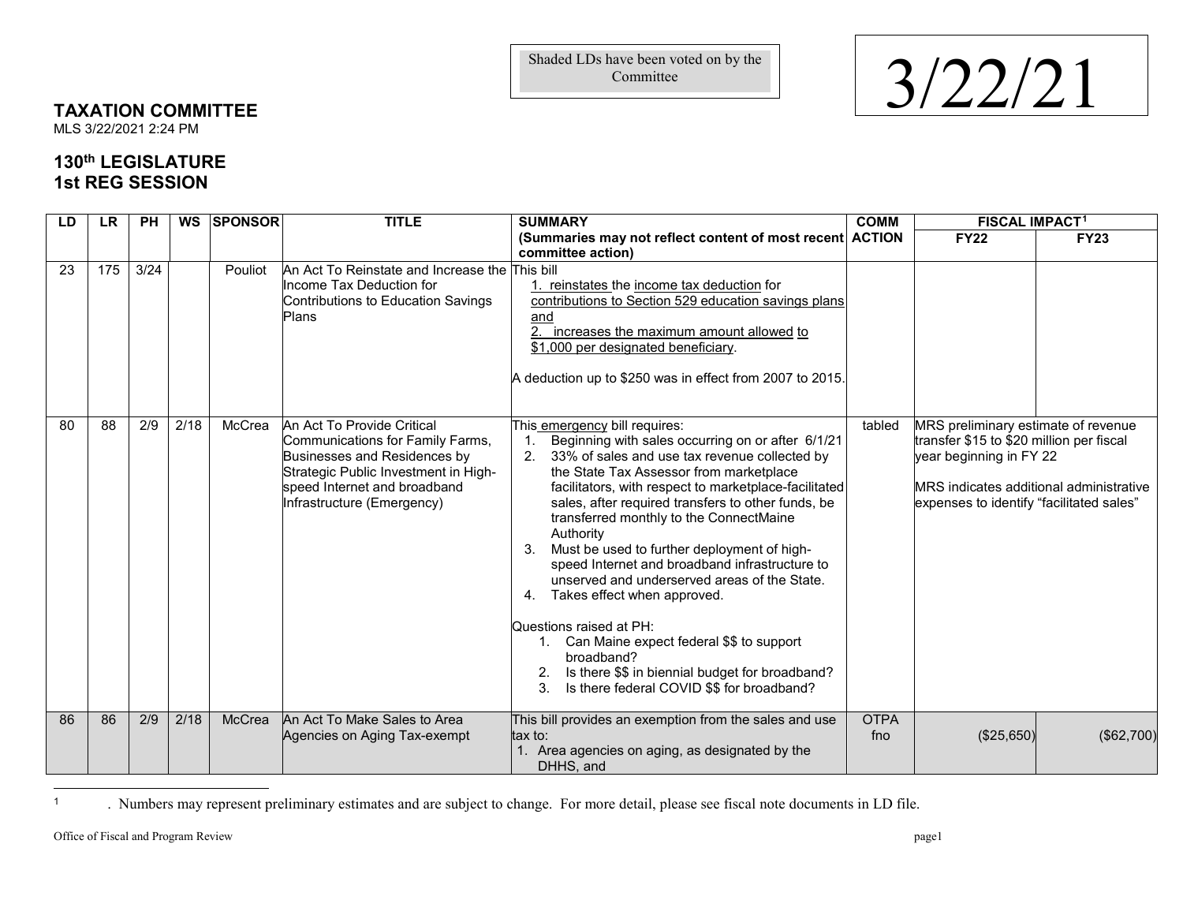Shaded LDs have been voted on by the Committee

3/22/21

## TAXATION COMMITTEE

MLS 3/22/2021 2:24 PM

## 130th LEGISLATURE
## 1st REG SESSION

| LD | LR | PH | WS | SPONSOR | TITLE | SUMMARY (Summaries may not reflect content of most recent committee action) | COMM ACTION | FISCAL IMPACT[1] FY22 | FY23 |
|---|---|---|---|---|---|---|---|---|---|
| 23 | 175 | 3/24 | | Pouliot | An Act To Reinstate and Increase the Income Tax Deduction for Contributions to Education Savings Plans | This bill 1. reinstates the income tax deduction for contributions to Section 529 education savings plans and 2. increases the maximum amount allowed to $1,000 per designated beneficiary. A deduction up to $250 was in effect from 2007 to 2015. | | | |
| 80 | 88 | 2/9 | 2/18 | McCrea | An Act To Provide Critical Communications for Family Farms, Businesses and Residences by Strategic Public Investment in High-speed Internet and broadband Infrastructure (Emergency) | This emergency bill requires: 1. Beginning with sales occurring on or after 6/1/21 2. 33% of sales and use tax revenue collected by the State Tax Assessor from marketplace facilitators, with respect to marketplace-facilitated sales, after required transfers to other funds, be transferred monthly to the ConnectMaine Authority 3. Must be used to further deployment of high-speed Internet and broadband infrastructure to unserved and underserved areas of the State. 4. Takes effect when approved. Questions raised at PH: 1. Can Maine expect federal $$ to support broadband? 2. Is there $$ in biennial budget for broadband? 3. Is there federal COVID $$ for broadband? | tabled | MRS preliminary estimate of revenue transfer $15 to $20 million per fiscal year beginning in FY 22. MRS indicates additional administrative expenses to identify "facilitated sales" | |
| 86 | 86 | 2/9 | 2/18 | McCrea | An Act To Make Sales to Area Agencies on Aging Tax-exempt | This bill provides an exemption from the sales and use tax to: 1. Area agencies on aging, as designated by the DHHS, and | OTPA fno | ($25,650) | ($62,700) |

[1] . Numbers may represent preliminary estimates and are subject to change. For more detail, please see fiscal note documents in LD file.

Office of Fiscal and Program Review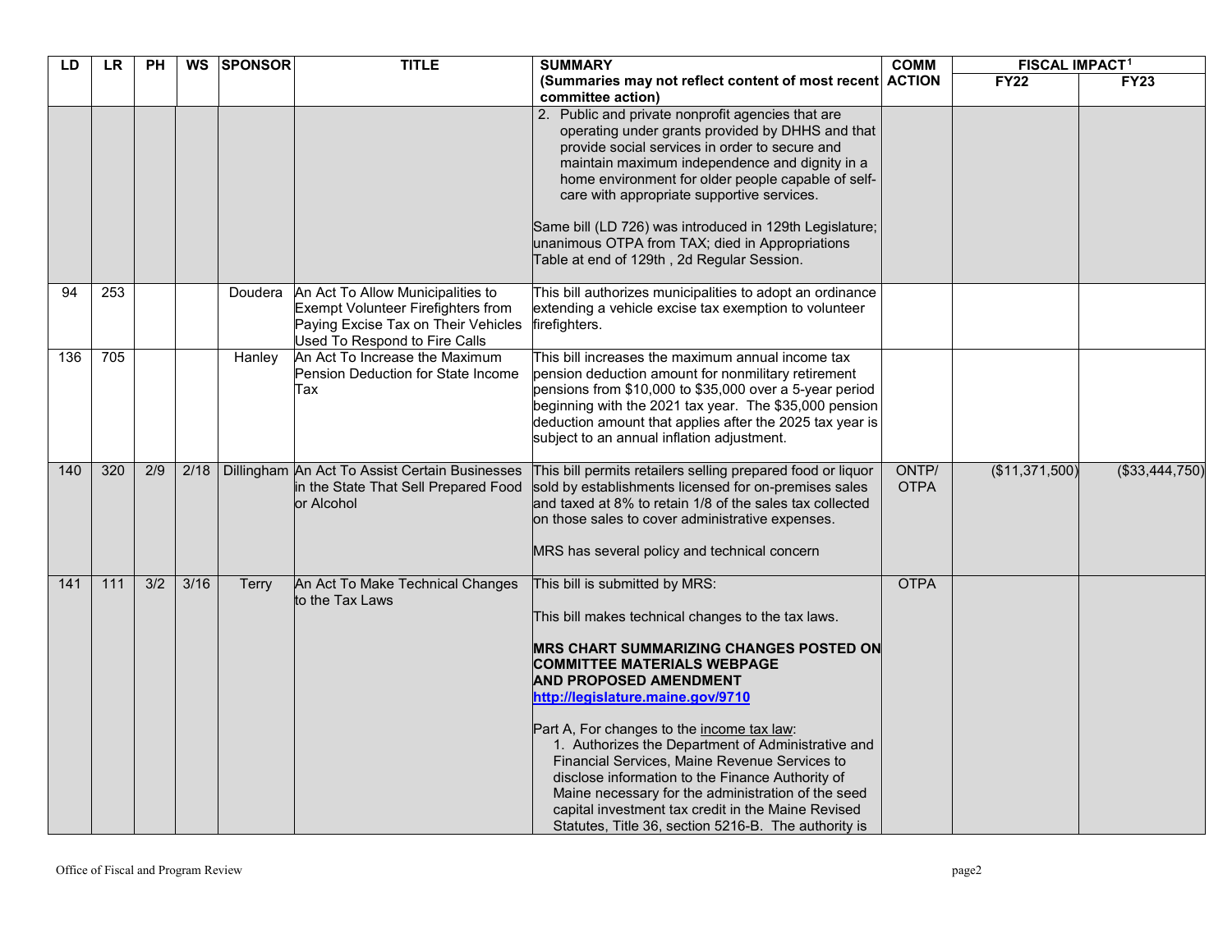| LD | LR | PH | WS | SPONSOR | TITLE | SUMMARY (Summaries may not reflect content of most recent committee action) | COMM ACTION | FISCAL IMPACT[1] | |
|---|---|---|---|---|---|---|---|---|---|
| | | | | | | | | FY22 | FY23 |
| | | | | | | 2. Public and private nonprofit agencies that are operating under grants provided by DHHS and that provide social services in order to secure and maintain maximum independence and dignity in a home environment for older people capable of self-care with appropriate supportive services.<br><br>Same bill (LD 726) was introduced in 129th Legislature; unanimous OTPA from TAX; died in Appropriations Table at end of 129th , 2d Regular Session. | | | |
| 94 | 253 | | | Doudera | An Act To Allow Municipalities to Exempt Volunteer Firefighters from Paying Excise Tax on Their Vehicles Used To Respond to Fire Calls | This bill authorizes municipalities to adopt an ordinance extending a vehicle excise tax exemption to volunteer firefighters. | | | |
| 136 | 705 | | | Hanley | An Act To Increase the Maximum Pension Deduction for State Income Tax | This bill increases the maximum annual income tax pension deduction amount for nonmilitary retirement pensions from $10,000 to $35,000 over a 5-year period beginning with the 2021 tax year. The $35,000 pension deduction amount that applies after the 2025 tax year is subject to an annual inflation adjustment. | | | |
| 140 | 320 | 2/9 | 2/18 | Dillingham | An Act To Assist Certain Businesses in the State That Sell Prepared Food or Alcohol | This bill permits retailers selling prepared food or liquor sold by establishments licensed for on-premises sales and taxed at 8% to retain 1/8 of the sales tax collected on those sales to cover administrative expenses.<br><br>MRS has several policy and technical concern | ONTP/ OTPA | ($11,371,500) | ($33,444,750) |
| 141 | 111 | 3/2 | 3/16 | Terry | An Act To Make Technical Changes to the Tax Laws | This bill is submitted by MRS:<br><br>This bill makes technical changes to the tax laws.<br><br>**MRS CHART SUMMARIZING CHANGES POSTED ON COMMITTEE MATERIALS WEBPAGE AND PROPOSED AMENDMENT** **http://legislature.maine.gov/9710**<br><br>Part A, For changes to the income tax law:<br>1. Authorizes the Department of Administrative and Financial Services, Maine Revenue Services to disclose information to the Finance Authority of Maine necessary for the administration of the seed capital investment tax credit in the Maine Revised Statutes, Title 36, section 5216-B. The authority is | OTPA | | |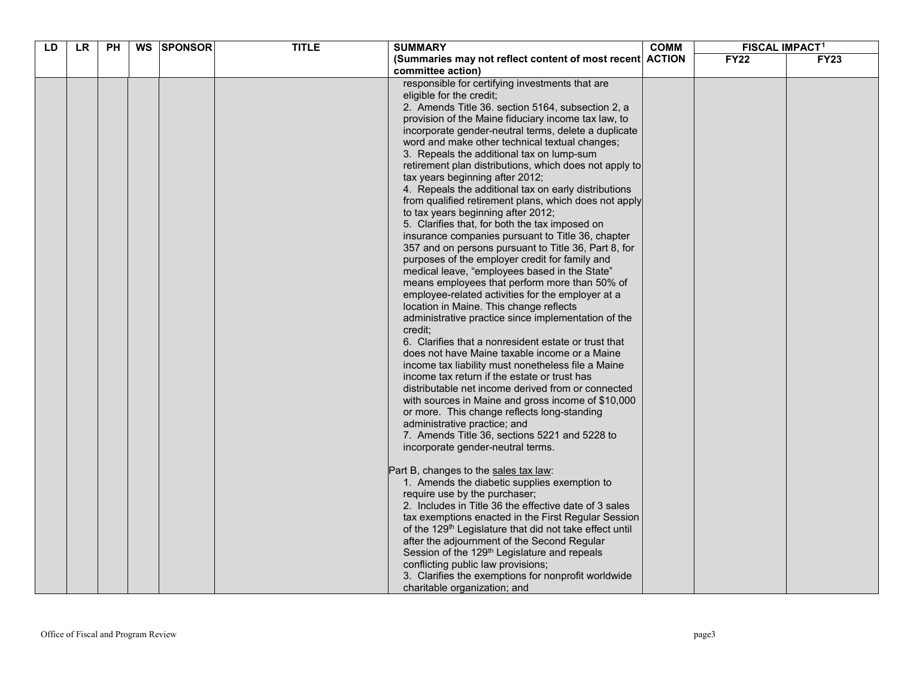| LD | LR | PH | WS | SPONSOR | TITLE | SUMMARY (Summaries may not reflect content of most recent committee action) | COMM ACTION | FISCAL IMPACT[1] | |
|---|---|---|---|---|---|---|---|---|---|
| | | | | | | | | FY22 | FY23 |
| | | | | | | responsible for certifying investments that are eligible for the credit;<br>2. Amends Title 36. section 5164, subsection 2, a provision of the Maine fiduciary income tax law, to incorporate gender-neutral terms, delete a duplicate word and make other technical textual changes;<br>3. Repeals the additional tax on lump-sum retirement plan distributions, which does not apply to tax years beginning after 2012;<br>4. Repeals the additional tax on early distributions from qualified retirement plans, which does not apply to tax years beginning after 2012;<br>5. Clarifies that, for both the tax imposed on insurance companies pursuant to Title 36, chapter 357 and on persons pursuant to Title 36, Part 8, for purposes of the employer credit for family and medical leave, "employees based in the State" means employees that perform more than 50% of employee-related activities for the employer at a location in Maine. This change reflects administrative practice since implementation of the credit;<br>6. Clarifies that a nonresident estate or trust that does not have Maine taxable income or a Maine income tax liability must nonetheless file a Maine income tax return if the estate or trust has distributable net income derived from or connected with sources in Maine and gross income of $10,000 or more. This change reflects long-standing administrative practice; and<br>7. Amends Title 36, sections 5221 and 5228 to incorporate gender-neutral terms.<br><br>Part B, changes to the sales tax law:<br>1. Amends the diabetic supplies exemption to require use by the purchaser;<br>2. Includes in Title 36 the effective date of 3 sales tax exemptions enacted in the First Regular Session of the 129th Legislature that did not take effect until after the adjournment of the Second Regular Session of the 129th Legislature and repeals conflicting public law provisions;<br>3. Clarifies the exemptions for nonprofit worldwide charitable organization; and | | | |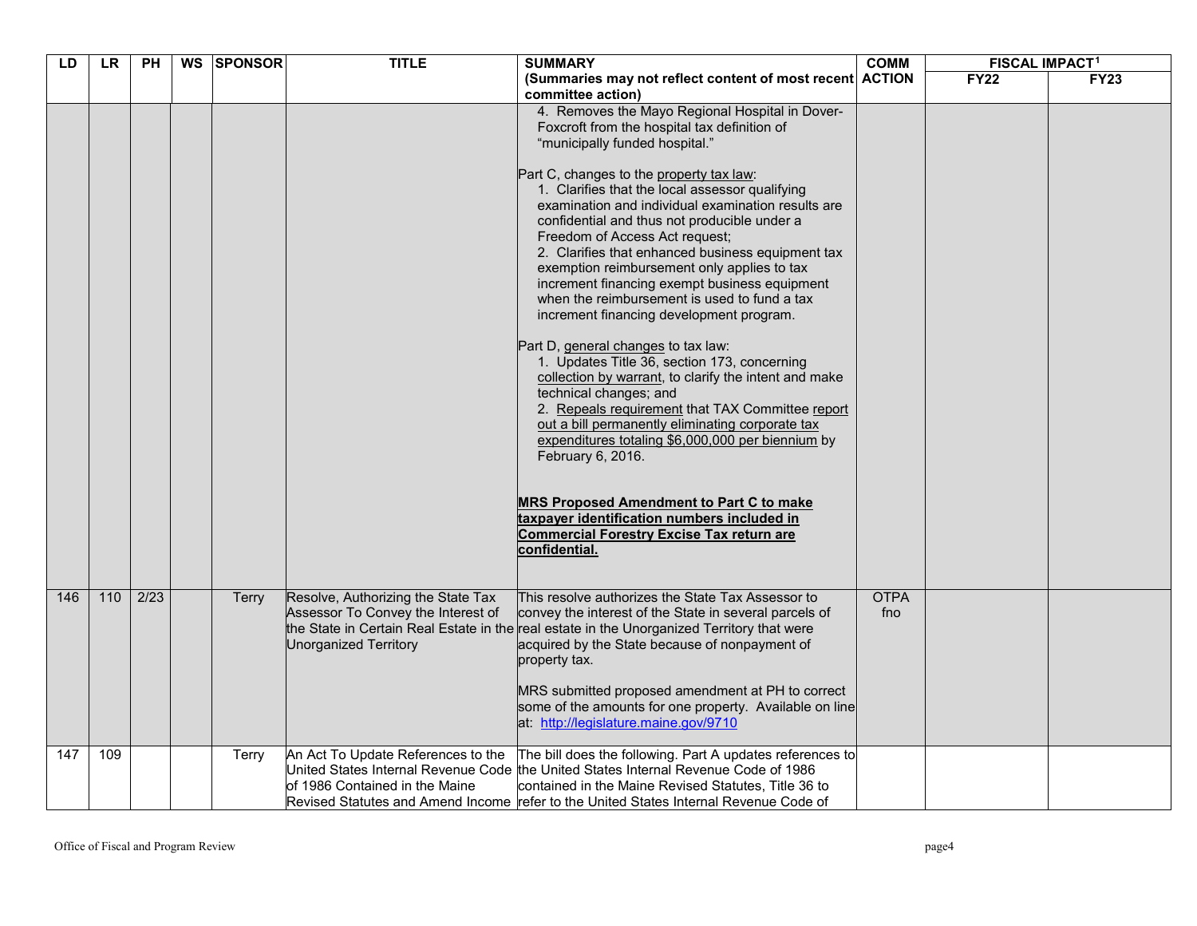| LD | LR | PH | WS | SPONSOR | TITLE | SUMMARY (Summaries may not reflect content of most recent committee action) | COMM ACTION | FISCAL IMPACT[1] | |
|---|---|---|---|---|---|---|---|---|---|
| | | | | | | | | FY22 | FY23 |
| | | | | | | 4. Removes the Mayo Regional Hospital in Dover-Foxcroft from the hospital tax definition of "municipally funded hospital."<br><br>Part C, changes to the property tax law:<br>1. Clarifies that the local assessor qualifying examination and individual examination results are confidential and thus not producible under a Freedom of Access Act request;<br>2. Clarifies that enhanced business equipment tax exemption reimbursement only applies to tax increment financing exempt business equipment when the reimbursement is used to fund a tax increment financing development program.<br><br>Part D, general changes to tax law:<br>1. Updates Title 36, section 173, concerning collection by warrant, to clarify the intent and make technical changes; and<br>2. Repeals requirement that TAX Committee report out a bill permanently eliminating corporate tax expenditures totaling $6,000,000 per biennium by February 6, 2016.<br><br>**MRS Proposed Amendment to Part C to make taxpayer identification numbers included in Commercial Forestry Excise Tax return are confidential.** | | | |
| 146 | 110 | 2/23 | | Terry | Resolve, Authorizing the State Tax Assessor To Convey the Interest of the State in Certain Real Estate in the Unorganized Territory | This resolve authorizes the State Tax Assessor to convey the interest of the State in several parcels of real estate in the Unorganized Territory that were acquired by the State because of nonpayment of property tax.<br><br>MRS submitted proposed amendment at PH to correct some of the amounts for one property. Available on line at: http://legislature.maine.gov/9710 | OTPA fno | | |
| 147 | 109 | | | Terry | An Act To Update References to the United States Internal Revenue Code of 1986 Contained in the Maine Revised Statutes and Amend Income | The bill does the following. Part A updates references to the United States Internal Revenue Code of 1986 contained in the Maine Revised Statutes, Title 36 to refer to the United States Internal Revenue Code of | | | |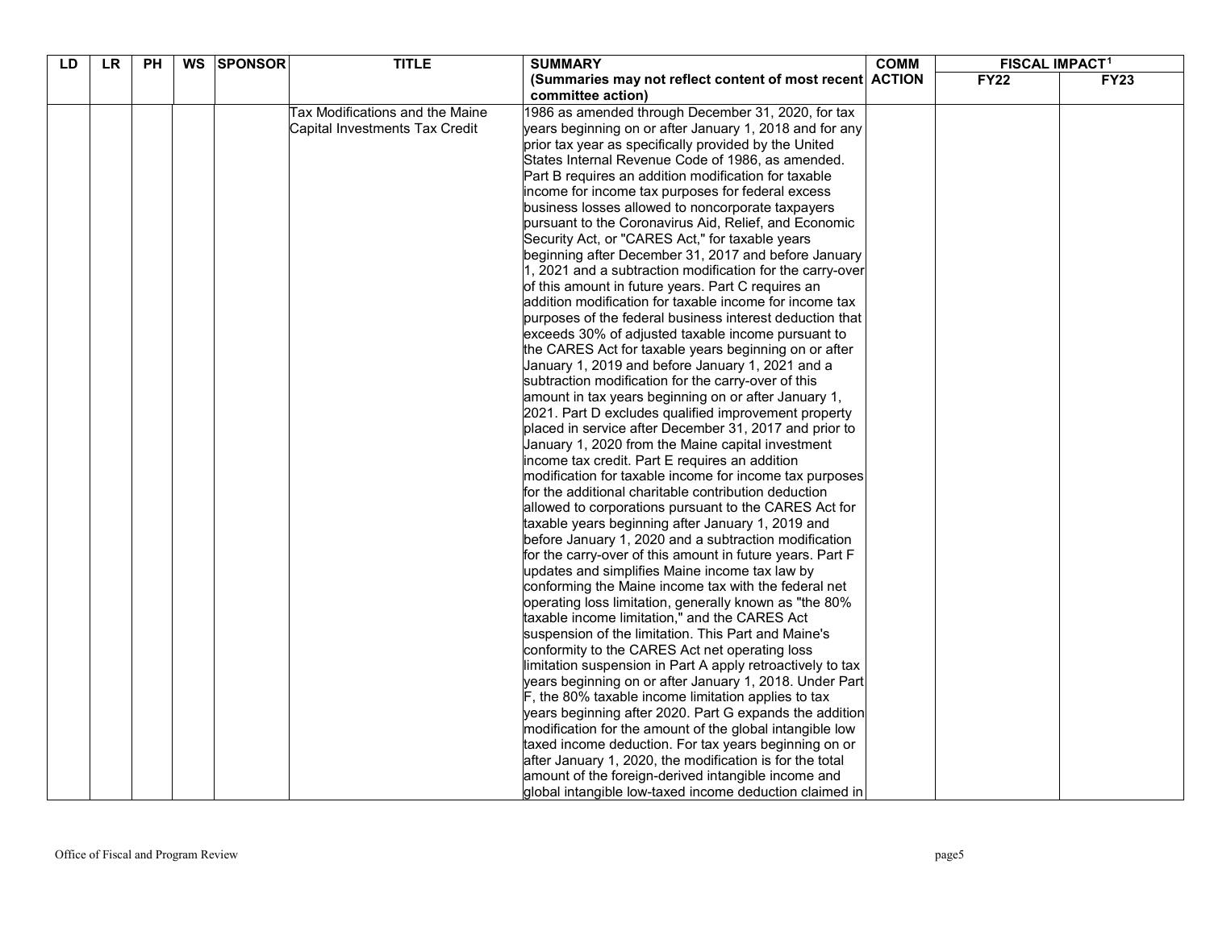| LD | LR | PH | WS | SPONSOR | TITLE | SUMMARY (Summaries may not reflect content of most recent committee action) | COMM ACTION | FISCAL IMPACT[1] | |
|---|---|---|---|---|---|---|---|---|---|
| | | | | | | | | FY22 | FY23 |
| | | | | | Tax Modifications and the Maine Capital Investments Tax Credit | 1986 as amended through December 31, 2020, for tax years beginning on or after January 1, 2018 and for any prior tax year as specifically provided by the United States Internal Revenue Code of 1986, as amended. Part B requires an addition modification for taxable income for income tax purposes for federal excess business losses allowed to noncorporate taxpayers pursuant to the Coronavirus Aid, Relief, and Economic Security Act, or "CARES Act," for taxable years beginning after December 31, 2017 and before January 1, 2021 and a subtraction modification for the carry-over of this amount in future years. Part C requires an addition modification for taxable income for income tax purposes of the federal business interest deduction that exceeds 30% of adjusted taxable income pursuant to the CARES Act for taxable years beginning on or after January 1, 2019 and before January 1, 2021 and a subtraction modification for the carry-over of this amount in tax years beginning on or after January 1, 2021. Part D excludes qualified improvement property placed in service after December 31, 2017 and prior to January 1, 2020 from the Maine capital investment income tax credit. Part E requires an addition modification for taxable income for income tax purposes for the additional charitable contribution deduction allowed to corporations pursuant to the CARES Act for taxable years beginning after January 1, 2019 and before January 1, 2020 and a subtraction modification for the carry-over of this amount in future years. Part F updates and simplifies Maine income tax law by conforming the Maine income tax with the federal net operating loss limitation, generally known as "the 80% taxable income limitation," and the CARES Act suspension of the limitation. This Part and Maine's conformity to the CARES Act net operating loss limitation suspension in Part A apply retroactively to tax years beginning on or after January 1, 2018. Under Part F, the 80% taxable income limitation applies to tax years beginning after 2020. Part G expands the addition modification for the amount of the global intangible low taxed income deduction. For tax years beginning on or after January 1, 2020, the modification is for the total amount of the foreign-derived intangible income and global intangible low-taxed income deduction claimed in | | | |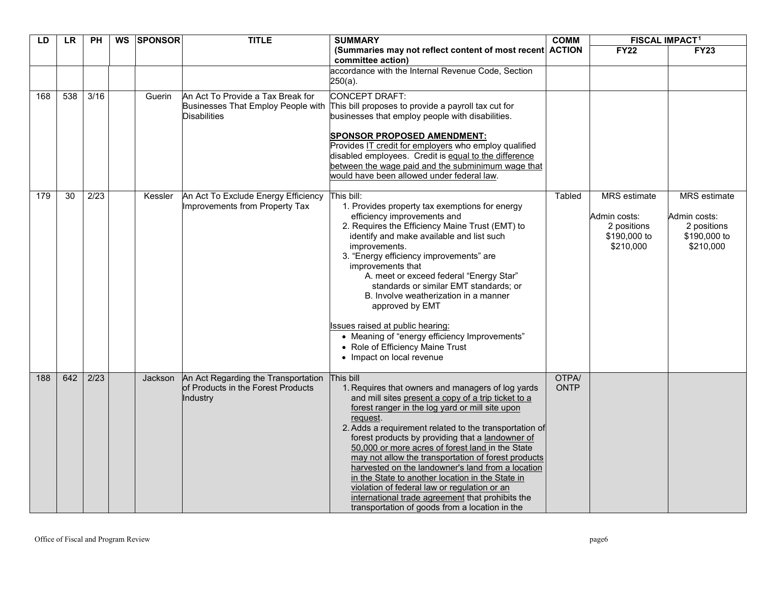| LD | LR | PH | WS | SPONSOR | TITLE | SUMMARY (Summaries may not reflect content of most recent committee action) | COMM ACTION | FISCAL IMPACT[1] | |
|---|---|---|---|---|---|---|---|---|---|
| | | | | | | | | FY22 | FY23 |
| | | | | | | accordance with the Internal Revenue Code, Section 250(a). | | | |
| 168 | 538 | 3/16 | | Guerin | An Act To Provide a Tax Break for Businesses That Employ People with Disabilities | CONCEPT DRAFT:<br>This bill proposes to provide a payroll tax cut for businesses that employ people with disabilities.<br><br>**SPONSOR PROPOSED AMENDMENT:**<br>Provides IT credit for employers who employ qualified disabled employees. Credit is equal to the difference between the wage paid and the subminimum wage that would have been allowed under federal law. | | | |
| 179 | 30 | 2/23 | | Kessler | An Act To Exclude Energy Efficiency Improvements from Property Tax | This bill:<br>1. Provides property tax exemptions for energy efficiency improvements and<br>2. Requires the Efficiency Maine Trust (EMT) to identify and make available and list such improvements.<br>3. "Energy efficiency improvements" are improvements that<br>A. meet or exceed federal "Energy Star" standards or similar EMT standards; or<br>B. Involve weatherization in a manner approved by EMT<br><br>Issues raised at public hearing:<br>• Meaning of "energy efficiency Improvements"<br>• Role of Efficiency Maine Trust<br>• Impact on local revenue | Tabled | MRS estimate<br><br>Admin costs:<br>2 positions<br>$190,000 to $210,000 | MRS estimate<br><br>Admin costs:<br>2 positions<br>$190,000 to $210,000 |
| 188 | 642 | 2/23 | | Jackson | An Act Regarding the Transportation of Products in the Forest Products Industry | This bill<br>1. Requires that owners and managers of log yards and mill sites present a copy of a trip ticket to a forest ranger in the log yard or mill site upon request.<br>2. Adds a requirement related to the transportation of forest products by providing that a landowner of 50,000 or more acres of forest land in the State may not allow the transportation of forest products harvested on the landowner's land from a location in the State to another location in the State in violation of federal law or regulation or an international trade agreement that prohibits the transportation of goods from a location in the | OTPA/ ONTP | | |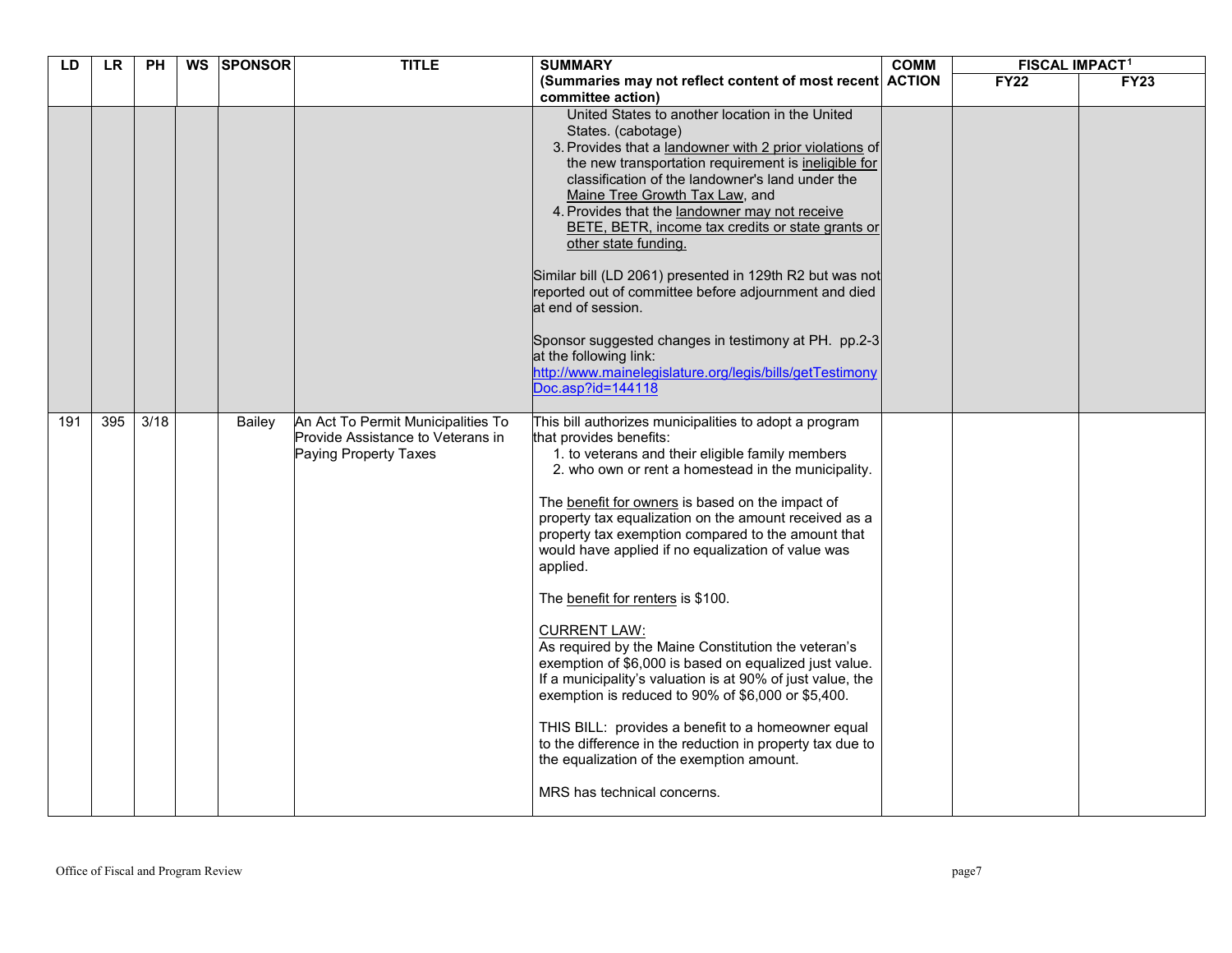| LD | LR | PH | WS | SPONSOR | TITLE | SUMMARY (Summaries may not reflect content of most recent committee action) | COMM ACTION | FISCAL IMPACT[1] | |
|---|---|---|---|---|---|---|---|---|---|
| | | | | | | | | FY22 | FY23 |
| | | | | | | United States to another location in the United States. (cabotage)<br>3. Provides that a landowner with 2 prior violations of the new transportation requirement is ineligible for classification of the landowner's land under the Maine Tree Growth Tax Law, and<br>4. Provides that the landowner may not receive BETE, BETR, income tax credits or state grants or other state funding.<br><br>Similar bill (LD 2061) presented in 129th R2 but was not reported out of committee before adjournment and died at end of session.<br><br>Sponsor suggested changes in testimony at PH. pp.2-3 at the following link: http://www.mainelegislature.org/legis/bills/getTestimonyDoc.asp?id=144118 | | | |
| 191 | 395 | 3/18 | | Bailey | An Act To Permit Municipalities To Provide Assistance to Veterans in Paying Property Taxes | This bill authorizes municipalities to adopt a program that provides benefits:<br>1. to veterans and their eligible family members<br>2. who own or rent a homestead in the municipality.<br><br>The benefit for owners is based on the impact of property tax equalization on the amount received as a property tax exemption compared to the amount that would have applied if no equalization of value was applied.<br><br>The benefit for renters is $100.<br><br>CURRENT LAW:<br>As required by the Maine Constitution the veteran's exemption of $6,000 is based on equalized just value. If a municipality's valuation is at 90% of just value, the exemption is reduced to 90% of $6,000 or $5,400.<br><br>THIS BILL: provides a benefit to a homeowner equal to the difference in the reduction in property tax due to the equalization of the exemption amount.<br><br>MRS has technical concerns. | | | |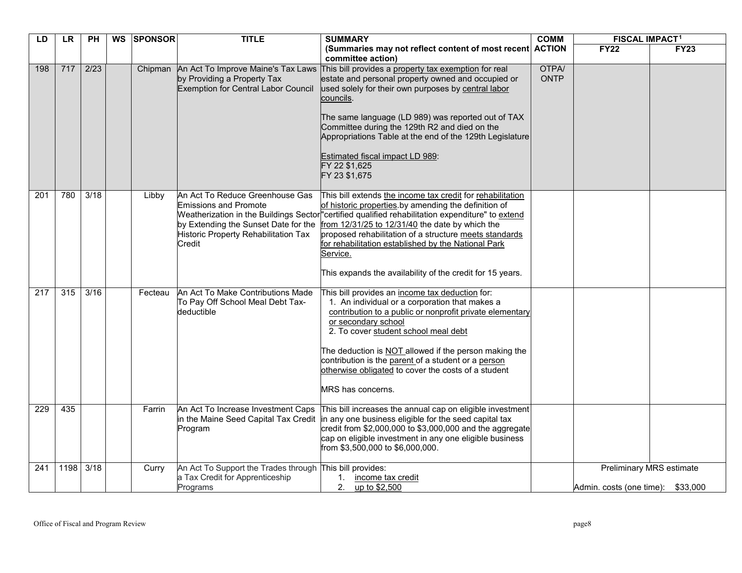| LD | LR | PH | WS | SPONSOR | TITLE | SUMMARY (Summaries may not reflect content of most recent committee action) | COMM ACTION | FISCAL IMPACT[1] | |
|---|---|---|---|---|---|---|---|---|---|
| | | | | | | | | FY22 | FY23 |
| 198 | 717 | 2/23 | | Chipman | An Act To Improve Maine's Tax Laws by Providing a Property Tax Exemption for Central Labor Council | This bill provides a property tax exemption for real estate and personal property owned and occupied or used solely for their own purposes by central labor councils.<br><br>The same language (LD 989) was reported out of TAX Committee during the 129th R2 and died on the Appropriations Table at the end of the 129th Legislature<br><br>Estimated fiscal impact LD 989:<br>FY 22 $1,625<br>FY 23 $1,675 | OTPA/ ONTP | | |
| 201 | 780 | 3/18 | | Libby | An Act To Reduce Greenhouse Gas Emissions and Promote Weatherization in the Buildings Sector by Extending the Sunset Date for the Historic Property Rehabilitation Tax Credit | This bill extends the income tax credit for rehabilitation of historic properties.by amending the definition of "certified qualified rehabilitation expenditure" to extend from 12/31/25 to 12/31/40 the date by which the proposed rehabilitation of a structure meets standards for rehabilitation established by the National Park Service.<br><br>This expands the availability of the credit for 15 years. | | | |
| 217 | 315 | 3/16 | | Fecteau | An Act To Make Contributions Made To Pay Off School Meal Debt Tax-deductible | This bill provides an income tax deduction for:<br>1. An individual or a corporation that makes a contribution to a public or nonprofit private elementary or secondary school<br>2. To cover student school meal debt<br><br>The deduction is NOT allowed if the person making the contribution is the parent of a student or a person otherwise obligated to cover the costs of a student<br><br>MRS has concerns. | | | |
| 229 | 435 | | | Farrin | An Act To Increase Investment Caps in the Maine Seed Capital Tax Credit Program | This bill increases the annual cap on eligible investment in any one business eligible for the seed capital tax credit from $2,000,000 to $3,000,000 and the aggregate cap on eligible investment in any one eligible business from $3,500,000 to $6,000,000. | | | |
| 241 | 1198 | 3/18 | | Curry | An Act To Support the Trades through a Tax Credit for Apprenticeship Programs | This bill provides:<br>1. income tax credit<br>2. up to $2,500 | | Preliminary MRS estimate<br><br>Admin. costs (one time): $33,000 | |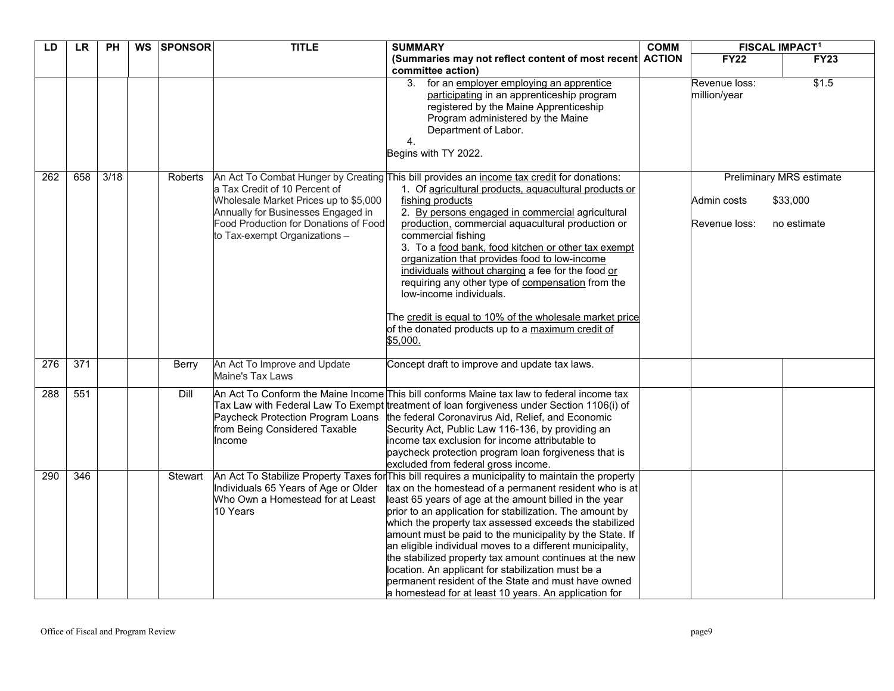| LD | LR | PH | WS | SPONSOR | TITLE | SUMMARY (Summaries may not reflect content of most recent committee action) | COMM ACTION | FISCAL IMPACT[1] | |
|---|---|---|---|---|---|---|---|---|---|
| | | | | | | | | FY22 | FY23 |
| | | | | | | 3. for an employer employing an apprentice participating in an apprenticeship program registered by the Maine Apprenticeship Program administered by the Maine Department of Labor.<br>4.<br>Begins with TY 2022. | | Revenue loss: million/year | $1.5 |
| 262 | 658 | 3/18 | | Roberts | An Act To Combat Hunger by Creating a Tax Credit of 10 Percent of Wholesale Market Prices up to $5,000 Annually for Businesses Engaged in Food Production for Donations of Food to Tax-exempt Organizations – | This bill provides an income tax credit for donations:<br>1. Of agricultural products, aquacultural products or fishing products<br>2. By persons engaged in commercial agricultural production, commercial aquacultural production or commercial fishing<br>3. To a food bank, food kitchen or other tax exempt organization that provides food to low-income individuals without charging a fee for the food or requiring any other type of compensation from the low-income individuals.<br><br>The credit is equal to 10% of the wholesale market price of the donated products up to a maximum credit of $5,000. | | Preliminary MRS estimate<br><br>Admin costs $33,000<br><br>Revenue loss: no estimate | |
| 276 | 371 | | | Berry | An Act To Improve and Update Maine's Tax Laws | Concept draft to improve and update tax laws. | | | |
| 288 | 551 | | | Dill | An Act To Conform the Maine Income Tax Law with Federal Law To Exempt Paycheck Protection Program Loans from Being Considered Taxable Income | This bill conforms Maine tax law to federal income tax treatment of loan forgiveness under Section 1106(i) of the federal Coronavirus Aid, Relief, and Economic Security Act, Public Law 116-136, by providing an income tax exclusion for income attributable to paycheck protection program loan forgiveness that is excluded from federal gross income. | | | |
| 290 | 346 | | | Stewart | An Act To Stabilize Property Taxes for Individuals 65 Years of Age or Older Who Own a Homestead for at Least 10 Years | This bill requires a municipality to maintain the property tax on the homestead of a permanent resident who is at least 65 years of age at the amount billed in the year prior to an application for stabilization. The amount by which the property tax assessed exceeds the stabilized amount must be paid to the municipality by the State. If an eligible individual moves to a different municipality, the stabilized property tax amount continues at the new location. An applicant for stabilization must be a permanent resident of the State and must have owned a homestead for at least 10 years. An application for | | | |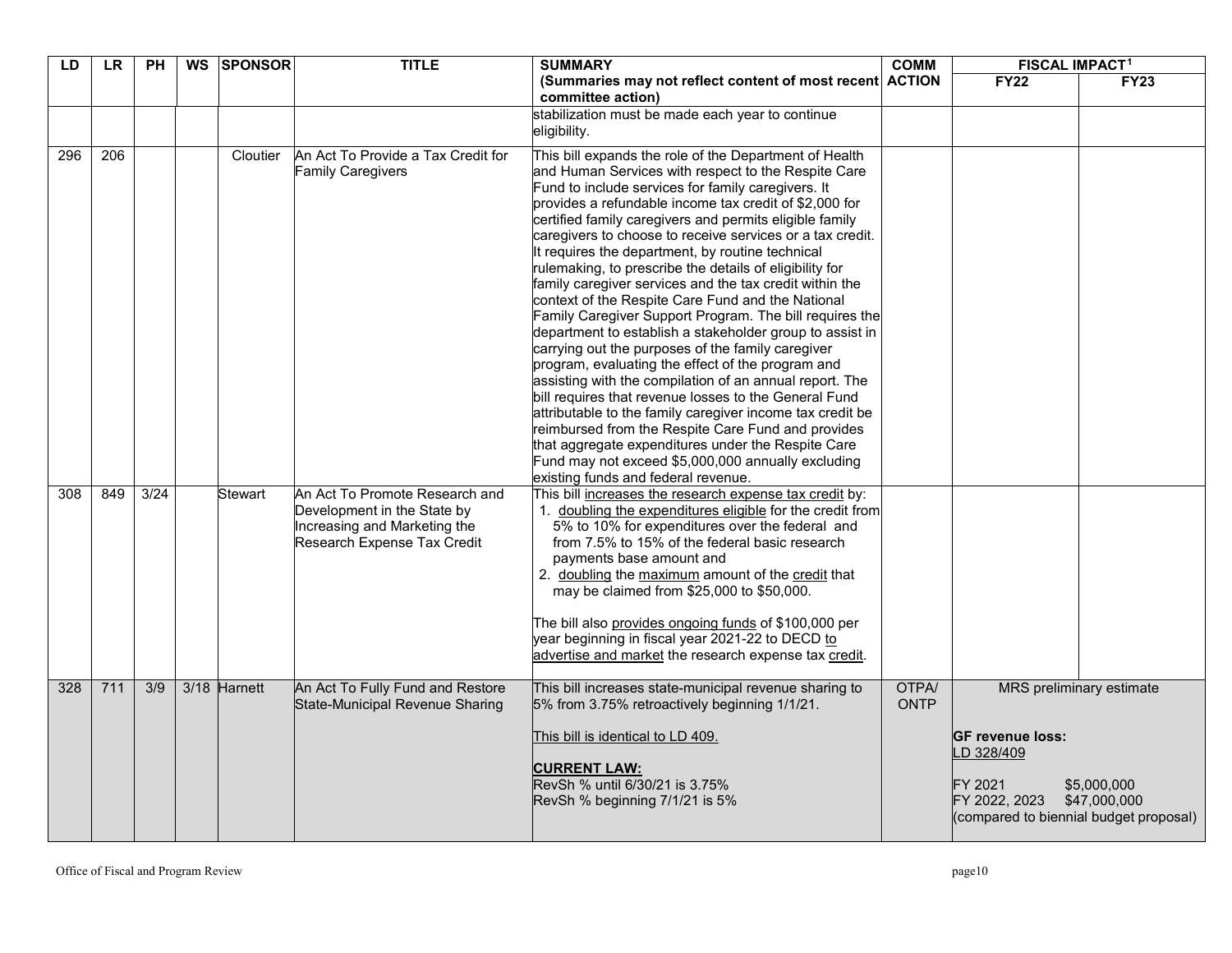| LD | LR | PH | WS | SPONSOR | TITLE | SUMMARY (Summaries may not reflect content of most recent committee action) | COMM ACTION | FISCAL IMPACT[1] | |
|---|---|---|---|---|---|---|---|---|---|
| | | | | | | | | FY22 | FY23 |
| | | | | | | stabilization must be made each year to continue eligibility. | | | |
| 296 | 206 | | | Cloutier | An Act To Provide a Tax Credit for Family Caregivers | This bill expands the role of the Department of Health and Human Services with respect to the Respite Care Fund to include services for family caregivers. It provides a refundable income tax credit of $2,000 for certified family caregivers and permits eligible family caregivers to choose to receive services or a tax credit. It requires the department, by routine technical rulemaking, to prescribe the details of eligibility for family caregiver services and the tax credit within the context of the Respite Care Fund and the National Family Caregiver Support Program. The bill requires the department to establish a stakeholder group to assist in carrying out the purposes of the family caregiver program, evaluating the effect of the program and assisting with the compilation of an annual report. The bill requires that revenue losses to the General Fund attributable to the family caregiver income tax credit be reimbursed from the Respite Care Fund and provides that aggregate expenditures under the Respite Care Fund may not exceed $5,000,000 annually excluding existing funds and federal revenue. | | | |
| 308 | 849 | 3/24 | | Stewart | An Act To Promote Research and Development in the State by Increasing and Marketing the Research Expense Tax Credit | This bill increases the research expense tax credit by:<br>1. doubling the expenditures eligible for the credit from 5% to 10% for expenditures over the federal and from 7.5% to 15% of the federal basic research payments base amount and<br>2. doubling the maximum amount of the credit that may be claimed from $25,000 to $50,000.<br><br>The bill also provides ongoing funds of $100,000 per year beginning in fiscal year 2021-22 to DECD to advertise and market the research expense tax credit. | | | |
| 328 | 711 | 3/9 | 3/18 | Harnett | An Act To Fully Fund and Restore State-Municipal Revenue Sharing | This bill increases state-municipal revenue sharing to 5% from 3.75% retroactively beginning 1/1/21.<br><br>This bill is identical to LD 409.<br><br>**CURRENT LAW:**<br>RevSh % until 6/30/21 is 3.75%<br>RevSh % beginning 7/1/21 is 5% | OTPA/ ONTP | MRS preliminary estimate<br><br>**GF revenue loss:**<br>LD 328/409<br><br>FY 2021 $5,000,000<br>FY 2022, 2023 $47,000,000<br>(compared to biennial budget proposal) | |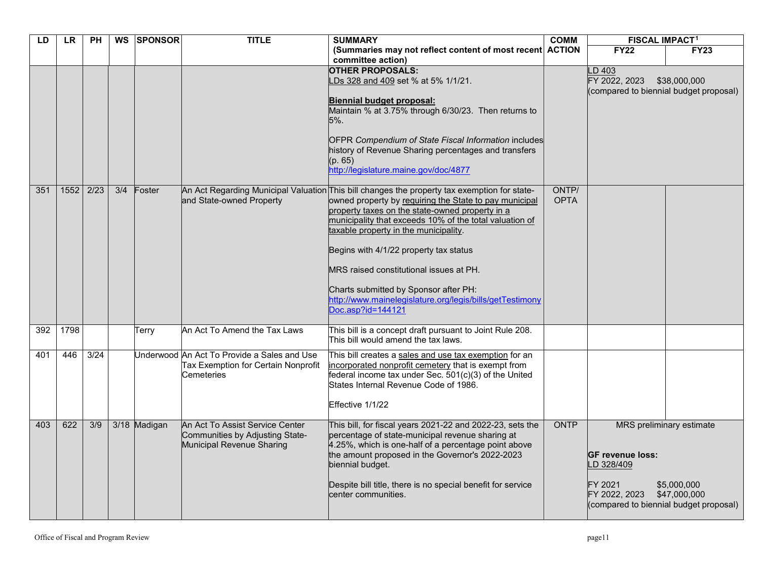| LD | LR | PH | WS | SPONSOR | TITLE | SUMMARY (Summaries may not reflect content of most recent committee action) | COMM ACTION | FISCAL IMPACT[1] | |
|---|---|---|---|---|---|---|---|---|---|
| | | | | | | | | FY22 | FY23 |
| | | | | | | **OTHER PROPOSALS:** LDs 328 and 409 set % at 5% 1/1/21.<br><br>**Biennial budget proposal:** Maintain % at 3.75% through 6/30/23. Then returns to 5%.<br><br>OFPR *Compendium of State Fiscal Information* includes history of Revenue Sharing percentages and transfers (p. 65) http://legislature.maine.gov/doc/4877 | | LD 403<br>FY 2022, 2023 $38,000,000<br>(compared to biennial budget proposal) | |
| 351 | 1552 | 2/23 | 3/4 | Foster | An Act Regarding Municipal Valuation and State-owned Property | This bill changes the property tax exemption for state-owned property by requiring the State to pay municipal property taxes on the state-owned property in a municipality that exceeds 10% of the total valuation of taxable property in the municipality.<br><br>Begins with 4/1/22 property tax status<br><br>MRS raised constitutional issues at PH.<br><br>Charts submitted by Sponsor after PH: http://www.mainelegislature.org/legis/bills/getTestimonyDoc.asp?id=144121 | ONTP/ OPTA | | |
| 392 | 1798 | | | Terry | An Act To Amend the Tax Laws | This bill is a concept draft pursuant to Joint Rule 208. This bill would amend the tax laws. | | | |
| 401 | 446 | 3/24 | | Underwood | An Act To Provide a Sales and Use Tax Exemption for Certain Nonprofit Cemeteries | This bill creates a sales and use tax exemption for an incorporated nonprofit cemetery that is exempt from federal income tax under Sec. 501(c)(3) of the United States Internal Revenue Code of 1986.<br><br>Effective 1/1/22 | | | |
| 403 | 622 | 3/9 | 3/18 | Madigan | An Act To Assist Service Center Communities by Adjusting State-Municipal Revenue Sharing | This bill, for fiscal years 2021-22 and 2022-23, sets the percentage of state-municipal revenue sharing at 4.25%, which is one-half of a percentage point above the amount proposed in the Governor's 2022-2023 biennial budget.<br><br>Despite bill title, there is no special benefit for service center communities. | ONTP | MRS preliminary estimate<br><br>**GF revenue loss:**<br>LD 328/409<br><br>FY 2021 $5,000,000<br>FY 2022, 2023 $47,000,000<br>(compared to biennial budget proposal) | |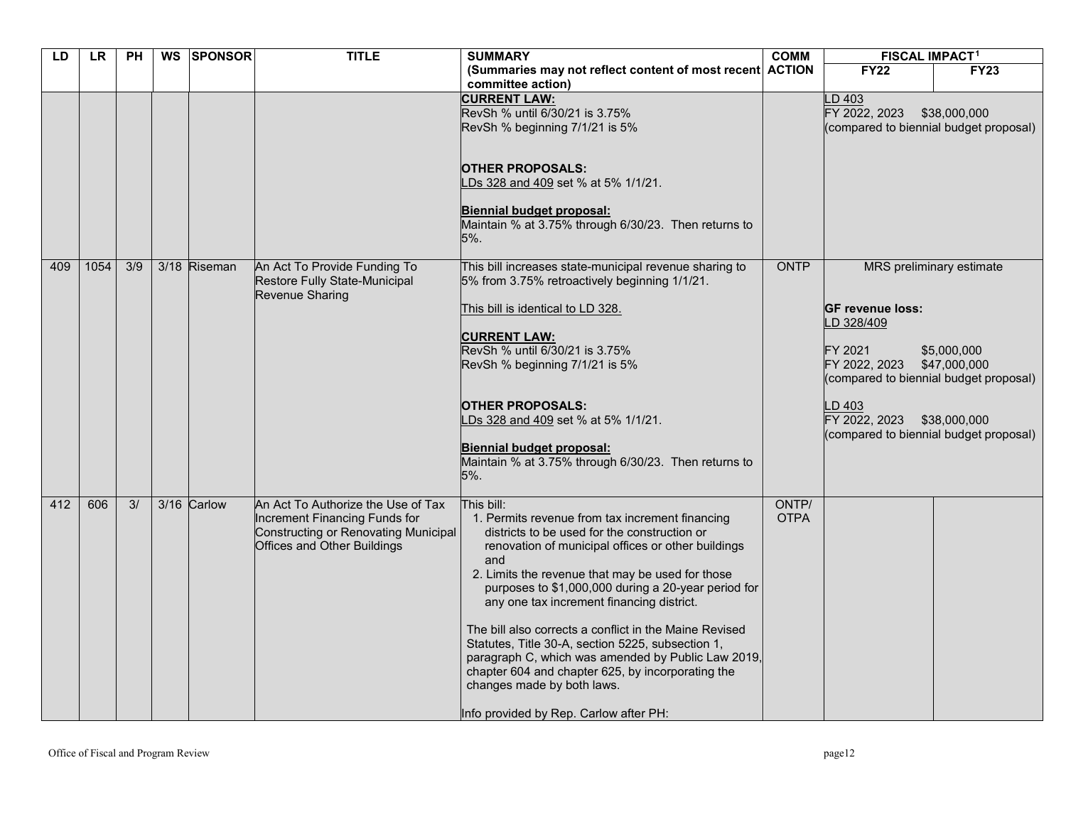| LD | LR | PH | WS | SPONSOR | TITLE | SUMMARY (Summaries may not reflect content of most recent committee action) | COMM ACTION | FISCAL IMPACT[1] | |
|---|---|---|---|---|---|---|---|---|---|
| | | | | | | | | FY22 | FY23 |
| | | | | | | **CURRENT LAW:**<br>RevSh % until 6/30/21 is 3.75%<br>RevSh % beginning 7/1/21 is 5%<br><br>**OTHER PROPOSALS:**<br>LDs 328 and 409 set % at 5% 1/1/21.<br><br>**Biennial budget proposal:**<br>Maintain % at 3.75% through 6/30/23. Then returns to 5%. | | LD 403<br>FY 2022, 2023 $38,000,000<br>(compared to biennial budget proposal) | |
| 409 | 1054 | 3/9 | 3/18 | Riseman | An Act To Provide Funding To Restore Fully State-Municipal Revenue Sharing | This bill increases state-municipal revenue sharing to 5% from 3.75% retroactively beginning 1/1/21.<br><br>This bill is identical to LD 328.<br><br>**CURRENT LAW:**<br>RevSh % until 6/30/21 is 3.75%<br>RevSh % beginning 7/1/21 is 5%<br><br>**OTHER PROPOSALS:**<br>LDs 328 and 409 set % at 5% 1/1/21.<br><br>**Biennial budget proposal:**<br>Maintain % at 3.75% through 6/30/23. Then returns to 5%. | ONTP | MRS preliminary estimate<br><br>**GF revenue loss:**<br>LD 328/409<br><br>FY 2021 $5,000,000<br>FY 2022, 2023 $47,000,000<br>(compared to biennial budget proposal)<br><br>LD 403<br>FY 2022, 2023 $38,000,000<br>(compared to biennial budget proposal) | |
| 412 | 606 | 3/ | 3/16 | Carlow | An Act To Authorize the Use of Tax Increment Financing Funds for Constructing or Renovating Municipal Offices and Other Buildings | This bill:<br>1. Permits revenue from tax increment financing districts to be used for the construction or renovation of municipal offices or other buildings and<br>2. Limits the revenue that may be used for those purposes to $1,000,000 during a 20-year period for any one tax increment financing district.<br><br>The bill also corrects a conflict in the Maine Revised Statutes, Title 30-A, section 5225, subsection 1, paragraph C, which was amended by Public Law 2019, chapter 604 and chapter 625, by incorporating the changes made by both laws.<br><br>Info provided by Rep. Carlow after PH: | ONTP/ OTPA | | |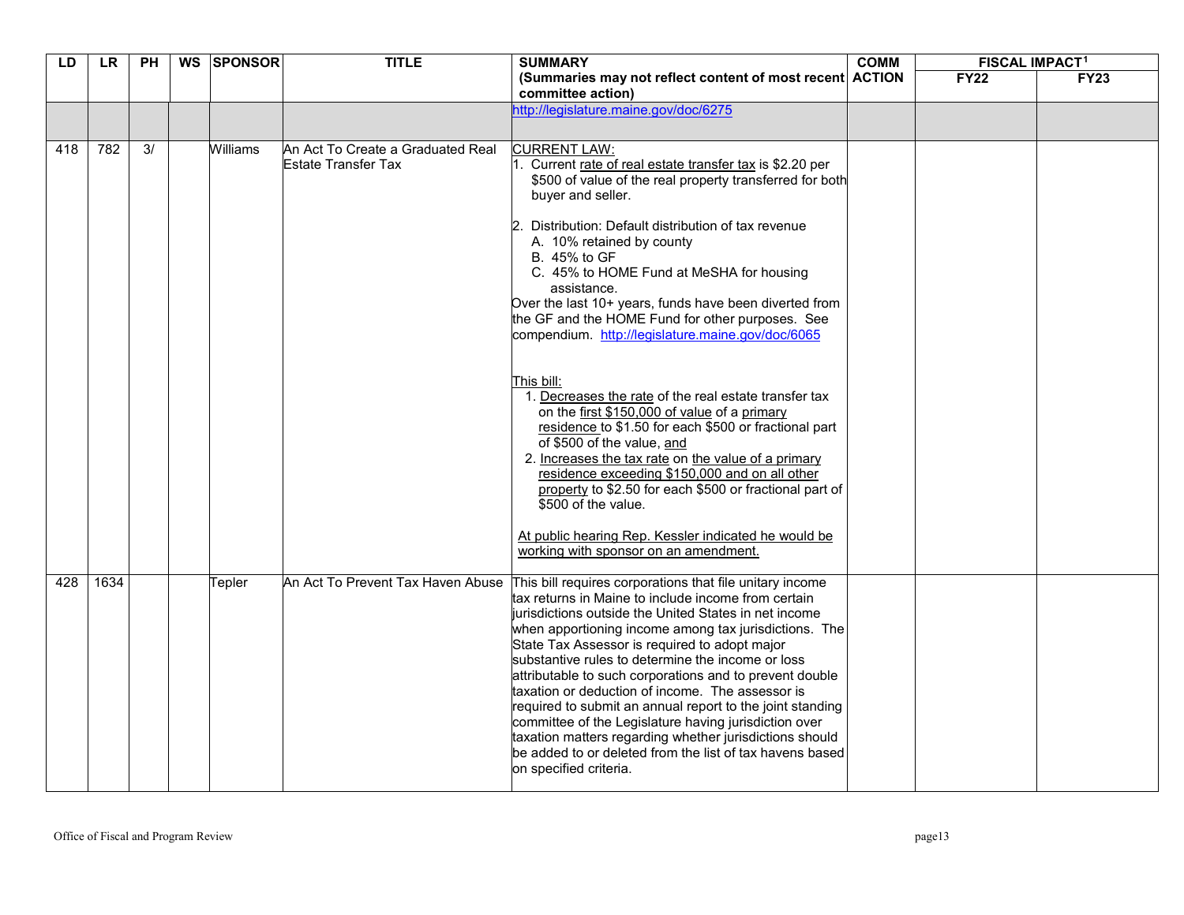| LD | LR | PH | WS | SPONSOR | TITLE | SUMMARY (Summaries may not reflect content of most recent committee action) | COMM ACTION | FISCAL IMPACT[1] | |
|---|---|---|---|---|---|---|---|---|---|
| | | | | | | | | FY22 | FY23 |
| | | | | | | http://legislature.maine.gov/doc/6275 | | | |
| 418 | 782 | 3/ | | Williams | An Act To Create a Graduated Real Estate Transfer Tax | CURRENT LAW:<br>1. Current rate of real estate transfer tax is $2.20 per $500 of value of the real property transferred for both buyer and seller.<br><br>2. Distribution: Default distribution of tax revenue<br>A. 10% retained by county<br>B. 45% to GF<br>C. 45% to HOME Fund at MeSHA for housing assistance.<br>Over the last 10+ years, funds have been diverted from the GF and the HOME Fund for other purposes. See compendium. http://legislature.maine.gov/doc/6065<br><br>This bill:<br>1. Decreases the rate of the real estate transfer tax on the first $150,000 of value of a primary residence to $1.50 for each $500 or fractional part of $500 of the value, and<br>2. Increases the tax rate on the value of a primary residence exceeding $150,000 and on all other property to $2.50 for each $500 or fractional part of $500 of the value.<br><br>At public hearing Rep. Kessler indicated he would be working with sponsor on an amendment. | | | |
| 428 | 1634 | | | Tepler | An Act To Prevent Tax Haven Abuse | This bill requires corporations that file unitary income tax returns in Maine to include income from certain jurisdictions outside the United States in net income when apportioning income among tax jurisdictions. The State Tax Assessor is required to adopt major substantive rules to determine the income or loss attributable to such corporations and to prevent double taxation or deduction of income. The assessor is required to submit an annual report to the joint standing committee of the Legislature having jurisdiction over taxation matters regarding whether jurisdictions should be added to or deleted from the list of tax havens based on specified criteria. | | | |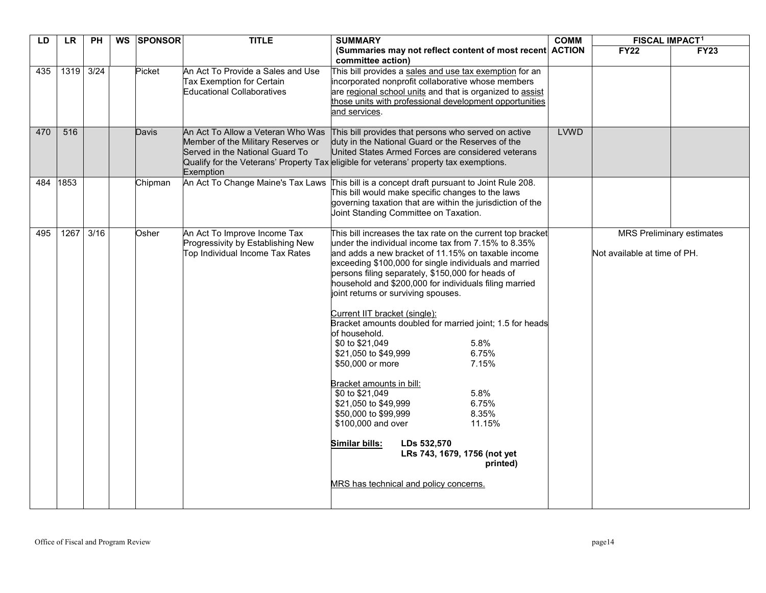| LD | LR | PH | WS | SPONSOR | TITLE | SUMMARY (Summaries may not reflect content of most recent committee action) | COMM ACTION | FISCAL IMPACT[1] | |
|---|---|---|---|---|---|---|---|---|---|
| | | | | | | | | FY22 | FY23 |
| 435 | 1319 | 3/24 | | Picket | An Act To Provide a Sales and Use Tax Exemption for Certain Educational Collaboratives | This bill provides a sales and use tax exemption for an incorporated nonprofit collaborative whose members are regional school units and that is organized to assist those units with professional development opportunities and services. | | | |
| 470 | 516 | | | Davis | An Act To Allow a Veteran Who Was Member of the Military Reserves or Served in the National Guard To Qualify for the Veterans' Property Tax Exemption | This bill provides that persons who served on active duty in the National Guard or the Reserves of the United States Armed Forces are considered veterans eligible for veterans' property tax exemptions. | LVWD | | |
| 484 | 1853 | | | Chipman | An Act To Change Maine's Tax Laws | This bill is a concept draft pursuant to Joint Rule 208. This bill would make specific changes to the laws governing taxation that are within the jurisdiction of the Joint Standing Committee on Taxation. | | | |
| 495 | 1267 | 3/16 | | Osher | An Act To Improve Income Tax Progressivity by Establishing New Top Individual Income Tax Rates | This bill increases the tax rate on the current top bracket under the individual income tax from 7.15% to 8.35% and adds a new bracket of 11.15% on taxable income exceeding \$100,000 for single individuals and married persons filing separately, \$150,000 for heads of household and \$200,000 for individuals filing married joint returns or surviving spouses.<br><br>Current IIT bracket (single):<br>Bracket amounts doubled for married joint; 1.5 for heads of household.<br>\$0 to \$21,049 — 5.8%<br>\$21,050 to \$49,999 — 6.75%<br>\$50,000 or more — 7.15%<br><br>Bracket amounts in bill:<br>\$0 to \$21,049 — 5.8%<br>\$21,050 to \$49,999 — 6.75%<br>\$50,000 to \$99,999 — 8.35%<br>\$100,000 and over — 11.15%<br><br>**Similar bills:** **LDs 532,570**<br>**LRs 743, 1679, 1756 (not yet printed)**<br><br>MRS has technical and policy concerns. | | MRS Preliminary estimates<br><br>Not available at time of PH. | |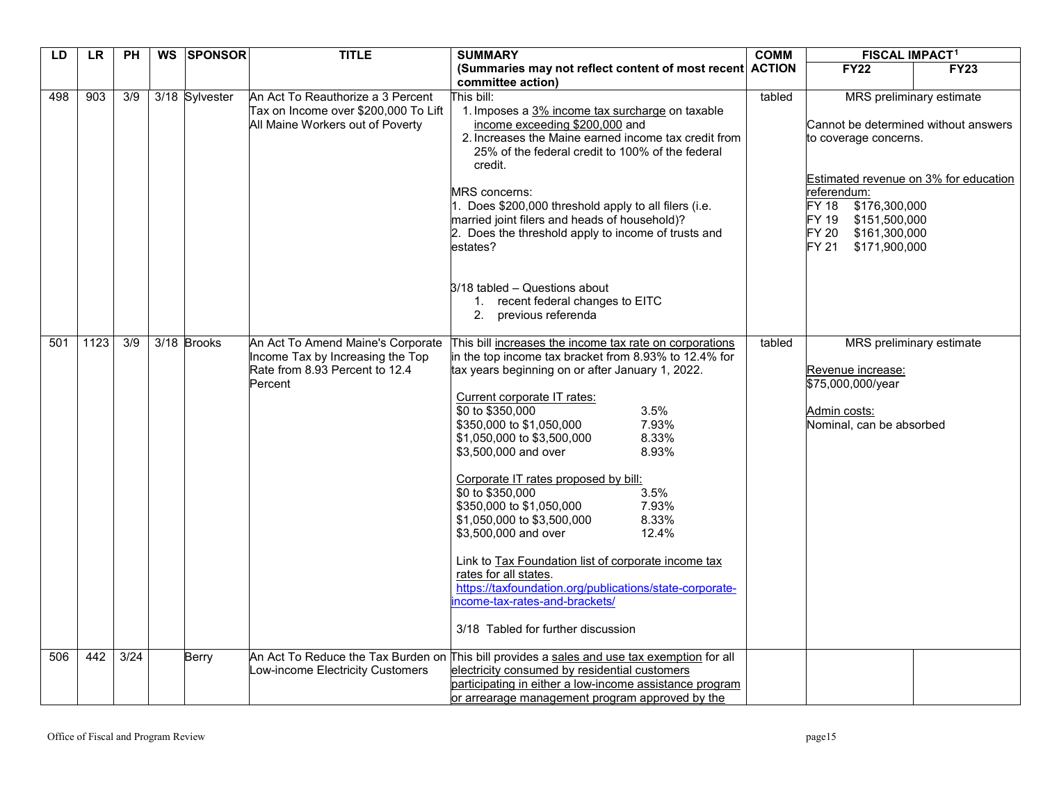| LD | LR | PH | WS | SPONSOR | TITLE | SUMMARY (Summaries may not reflect content of most recent committee action) | COMM ACTION | FISCAL IMPACT[1] | |
|---|---|---|---|---|---|---|---|---|---|
| | | | | | | | | FY22 | FY23 |
| 498 | 903 | 3/9 | 3/18 | Sylvester | An Act To Reauthorize a 3 Percent Tax on Income over $200,000 To Lift All Maine Workers out of Poverty | This bill:<br>1. Imposes a 3% income tax surcharge on taxable income exceeding $200,000 and<br>2. Increases the Maine earned income tax credit from 25% of the federal credit to 100% of the federal credit.<br><br>MRS concerns:<br>1. Does $200,000 threshold apply to all filers (i.e. married joint filers and heads of household)?<br>2. Does the threshold apply to income of trusts and estates?<br><br>3/18 tabled – Questions about<br>1. recent federal changes to EITC<br>2. previous referenda | tabled | MRS preliminary estimate<br><br>Cannot be determined without answers to coverage concerns.<br><br>Estimated revenue on 3% for education referendum:<br>FY 18 $176,300,000<br>FY 19 $151,500,000<br>FY 20 $161,300,000<br>FY 21 $171,900,000 | |
| 501 | 1123 | 3/9 | 3/18 | Brooks | An Act To Amend Maine's Corporate Income Tax by Increasing the Top Rate from 8.93 Percent to 12.4 Percent | This bill increases the income tax rate on corporations in the top income tax bracket from 8.93% to 12.4% for tax years beginning on or after January 1, 2022.<br><br>Current corporate IT rates:<br>$0 to $350,000 3.5%<br>$350,000 to $1,050,000 7.93%<br>$1,050,000 to $3,500,000 8.33%<br>$3,500,000 and over 8.93%<br><br>Corporate IT rates proposed by bill:<br>$0 to $350,000 3.5%<br>$350,000 to $1,050,000 7.93%<br>$1,050,000 to $3,500,000 8.33%<br>$3,500,000 and over 12.4%<br><br>Link to Tax Foundation list of corporate income tax rates for all states.<br>https://taxfoundation.org/publications/state-corporate-income-tax-rates-and-brackets/<br><br>3/18 Tabled for further discussion | tabled | MRS preliminary estimate<br><br>Revenue increase:<br>$75,000,000/year<br><br>Admin costs:<br>Nominal, can be absorbed | |
| 506 | 442 | 3/24 | | Berry | An Act To Reduce the Tax Burden on Low-income Electricity Customers | This bill provides a sales and use tax exemption for all electricity consumed by residential customers participating in either a low-income assistance program or arrearage management program approved by the | | | |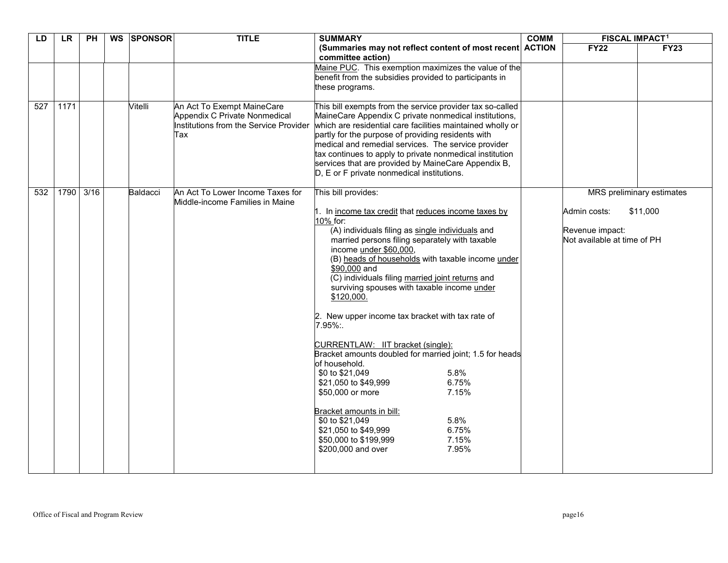| LD | LR | PH | WS | SPONSOR | TITLE | SUMMARY (Summaries may not reflect content of most recent committee action) | COMM ACTION | FISCAL IMPACT[1] | |
|---|---|---|---|---|---|---|---|---|---|
| | | | | | | | | FY22 | FY23 |
| | | | | | | Maine PUC. This exemption maximizes the value of the benefit from the subsidies provided to participants in these programs. | | | |
| 527 | 1171 | | | Vitelli | An Act To Exempt MaineCare Appendix C Private Nonmedical Institutions from the Service Provider Tax | This bill exempts from the service provider tax so-called MaineCare Appendix C private nonmedical institutions, which are residential care facilities maintained wholly or partly for the purpose of providing residents with medical and remedial services. The service provider tax continues to apply to private nonmedical institution services that are provided by MaineCare Appendix B, D, E or F private nonmedical institutions. | | | |
| 532 | 1790 | 3/16 | | Baldacci | An Act To Lower Income Taxes for Middle-income Families in Maine | This bill provides:<br><br>1. In income tax credit that reduces income taxes by 10% for:<br>(A) individuals filing as single individuals and married persons filing separately with taxable income under $60,000,<br>(B) heads of households with taxable income under $90,000 and<br>(C) individuals filing married joint returns and surviving spouses with taxable income under $120,000.<br><br>2. New upper income tax bracket with tax rate of 7.95%:.<br><br>CURRENTLAW: IIT bracket (single):<br>Bracket amounts doubled for married joint; 1.5 for heads of household.<br>$0 to $21,049 5.8%<br>$21,050 to $49,999 6.75%<br>$50,000 or more 7.15%<br><br>Bracket amounts in bill:<br>$0 to $21,049 5.8%<br>$21,050 to $49,999 6.75%<br>$50,000 to $199,999 7.15%<br>$200,000 and over 7.95% | | MRS preliminary estimates<br><br>Admin costs: $11,000<br><br>Revenue impact:<br>Not available at time of PH | |

Office of Fiscal and Program Review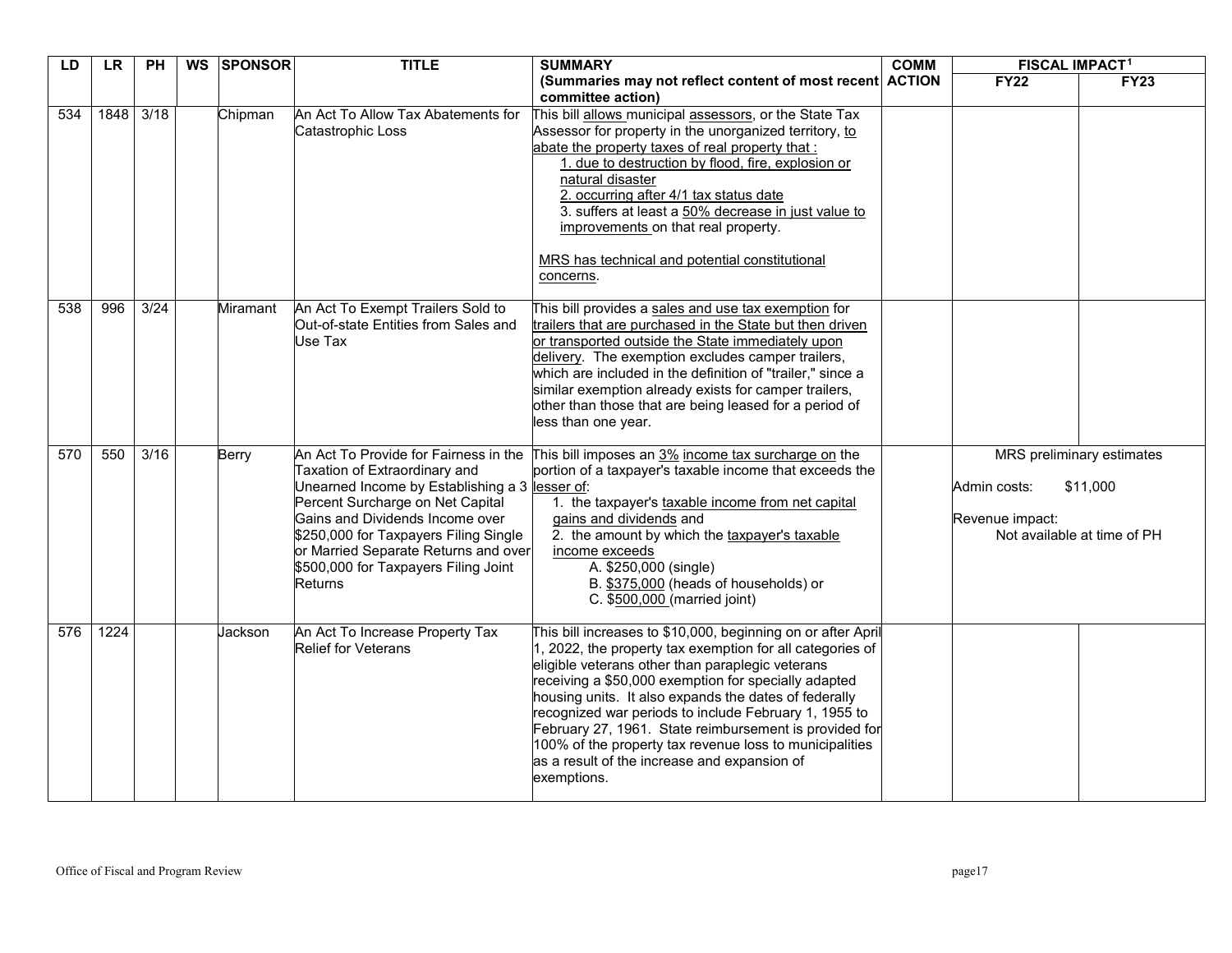| LD | LR | PH | WS | SPONSOR | TITLE | SUMMARY (Summaries may not reflect content of most recent committee action) | COMM ACTION | FISCAL IMPACT[1] | |
|---|---|---|---|---|---|---|---|---|---|
| | | | | | | | | FY22 | FY23 |
| 534 | 1848 | 3/18 | | Chipman | An Act To Allow Tax Abatements for Catastrophic Loss | This bill allows municipal assessors, or the State Tax Assessor for property in the unorganized territory, to abate the property taxes of real property that :<br>1. due to destruction by flood, fire, explosion or natural disaster<br>2. occurring after 4/1 tax status date<br>3. suffers at least a 50% decrease in just value to improvements on that real property.<br><br>MRS has technical and potential constitutional concerns. | | | |
| 538 | 996 | 3/24 | | Miramant | An Act To Exempt Trailers Sold to Out-of-state Entities from Sales and Use Tax | This bill provides a sales and use tax exemption for trailers that are purchased in the State but then driven or transported outside the State immediately upon delivery. The exemption excludes camper trailers, which are included in the definition of "trailer," since a similar exemption already exists for camper trailers, other than those that are being leased for a period of less than one year. | | | |
| 570 | 550 | 3/16 | | Berry | An Act To Provide for Fairness in the Taxation of Extraordinary and Unearned Income by Establishing a 3 Percent Surcharge on Net Capital Gains and Dividends Income over $250,000 for Taxpayers Filing Single or Married Separate Returns and over $500,000 for Taxpayers Filing Joint Returns | This bill imposes an 3% income tax surcharge on the portion of a taxpayer's taxable income that exceeds the lesser of:<br>1. the taxpayer's taxable income from net capital gains and dividends and<br>2. the amount by which the taxpayer's taxable income exceeds<br>A. $250,000 (single)<br>B. $375,000 (heads of households) or<br>C. $500,000 (married joint) | | MRS preliminary estimates<br><br>Admin costs: $11,000<br><br>Revenue impact: Not available at time of PH | |
| 576 | 1224 | | | Jackson | An Act To Increase Property Tax Relief for Veterans | This bill increases to $10,000, beginning on or after April 1, 2022, the property tax exemption for all categories of eligible veterans other than paraplegic veterans receiving a $50,000 exemption for specially adapted housing units. It also expands the dates of federally recognized war periods to include February 1, 1955 to February 27, 1961. State reimbursement is provided for 100% of the property tax revenue loss to municipalities as a result of the increase and expansion of exemptions. | | | |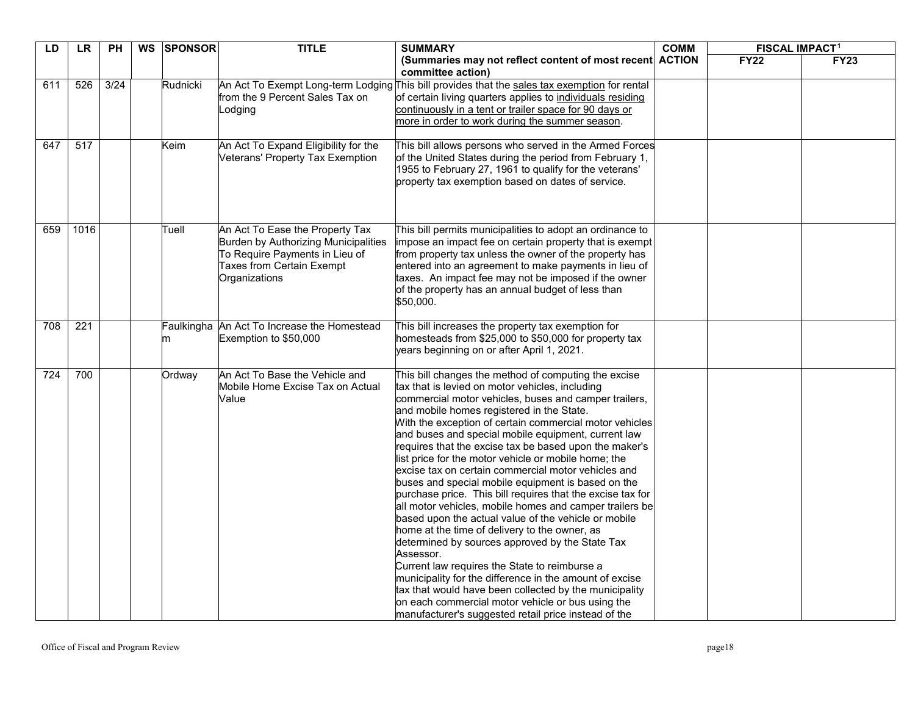| LD | LR | PH | WS | SPONSOR | TITLE | SUMMARY (Summaries may not reflect content of most recent committee action) | COMM ACTION | FISCAL IMPACT[1] | |
|---|---|---|---|---|---|---|---|---|---|
| | | | | | | | | FY22 | FY23 |
| 611 | 526 | 3/24 | | Rudnicki | An Act To Exempt Long-term Lodging from the 9 Percent Sales Tax on Lodging | This bill provides that the sales tax exemption for rental of certain living quarters applies to individuals residing continuously in a tent or trailer space for 90 days or more in order to work during the summer season. | | | |
| 647 | 517 | | | Keim | An Act To Expand Eligibility for the Veterans' Property Tax Exemption | This bill allows persons who served in the Armed Forces of the United States during the period from February 1, 1955 to February 27, 1961 to qualify for the veterans' property tax exemption based on dates of service. | | | |
| 659 | 1016 | | | Tuell | An Act To Ease the Property Tax Burden by Authorizing Municipalities To Require Payments in Lieu of Taxes from Certain Exempt Organizations | This bill permits municipalities to adopt an ordinance to impose an impact fee on certain property that is exempt from property tax unless the owner of the property has entered into an agreement to make payments in lieu of taxes. An impact fee may not be imposed if the owner of the property has an annual budget of less than $50,000. | | | |
| 708 | 221 | | | Faulkingham | An Act To Increase the Homestead Exemption to $50,000 | This bill increases the property tax exemption for homesteads from $25,000 to $50,000 for property tax years beginning on or after April 1, 2021. | | | |
| 724 | 700 | | | Ordway | An Act To Base the Vehicle and Mobile Home Excise Tax on Actual Value | This bill changes the method of computing the excise tax that is levied on motor vehicles, including commercial motor vehicles, buses and camper trailers, and mobile homes registered in the State. With the exception of certain commercial motor vehicles and buses and special mobile equipment, current law requires that the excise tax be based upon the maker's list price for the motor vehicle or mobile home; the excise tax on certain commercial motor vehicles and buses and special mobile equipment is based on the purchase price. This bill requires that the excise tax for all motor vehicles, mobile homes and camper trailers be based upon the actual value of the vehicle or mobile home at the time of delivery to the owner, as determined by sources approved by the State Tax Assessor. Current law requires the State to reimburse a municipality for the difference in the amount of excise tax that would have been collected by the municipality on each commercial motor vehicle or bus using the manufacturer's suggested retail price instead of the | | | |

Office of Fiscal and Program Review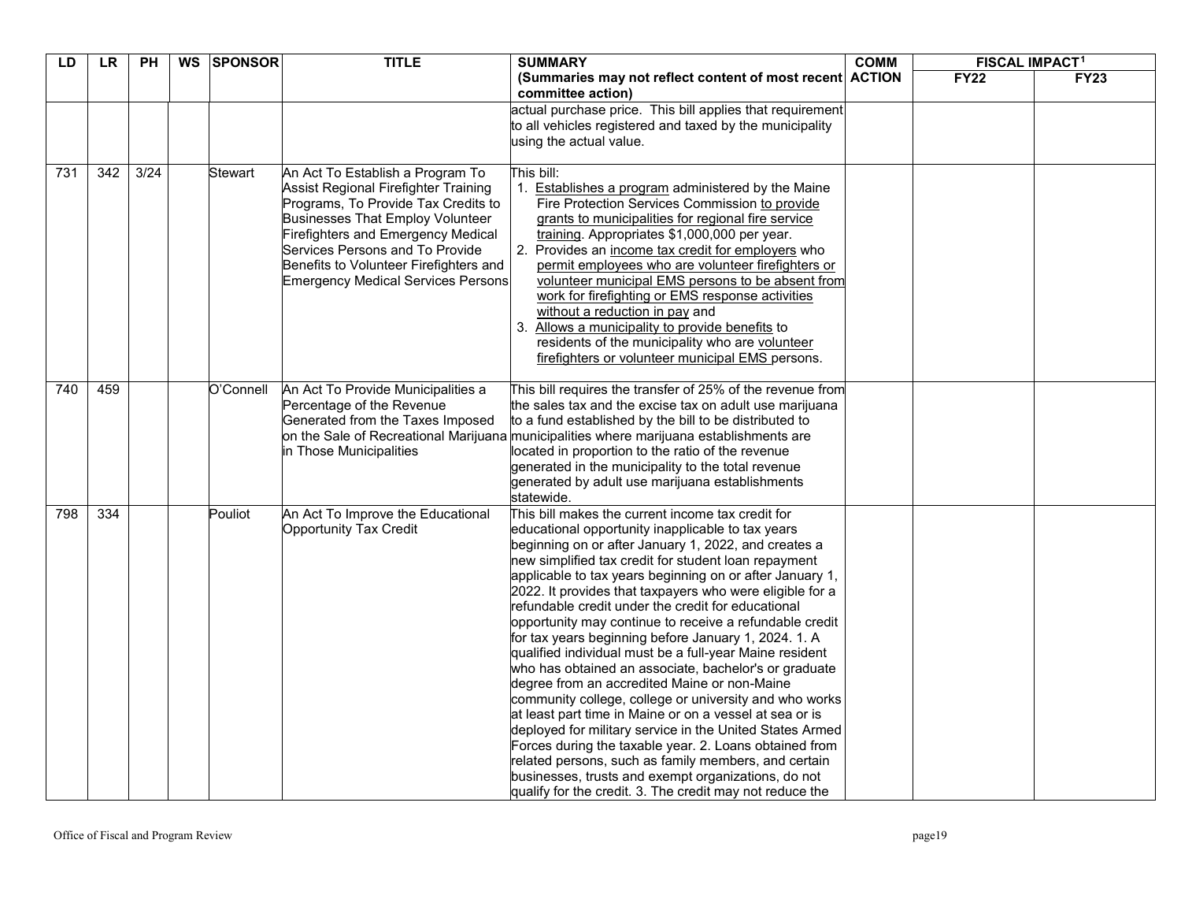| LD | LR | PH | WS | SPONSOR | TITLE | SUMMARY (Summaries may not reflect content of most recent committee action) | COMM ACTION | FISCAL IMPACT[1] | |
|---|---|---|---|---|---|---|---|---|---|
| | | | | | | | | FY22 | FY23 |
| | | | | | | actual purchase price. This bill applies that requirement to all vehicles registered and taxed by the municipality using the actual value. | | | |
| 731 | 342 | 3/24 | | Stewart | An Act To Establish a Program To Assist Regional Firefighter Training Programs, To Provide Tax Credits to Businesses That Employ Volunteer Firefighters and Emergency Medical Services Persons and To Provide Benefits to Volunteer Firefighters and Emergency Medical Services Persons | This bill: 1. Establishes a program administered by the Maine Fire Protection Services Commission to provide grants to municipalities for regional fire service training. Appropriates $1,000,000 per year. 2. Provides an income tax credit for employers who permit employees who are volunteer firefighters or volunteer municipal EMS persons to be absent from work for firefighting or EMS response activities without a reduction in pay and 3. Allows a municipality to provide benefits to residents of the municipality who are volunteer firefighters or volunteer municipal EMS persons. | | | |
| 740 | 459 | | | O'Connell | An Act To Provide Municipalities a Percentage of the Revenue Generated from the Taxes Imposed on the Sale of Recreational Marijuana in Those Municipalities | This bill requires the transfer of 25% of the revenue from the sales tax and the excise tax on adult use marijuana to a fund established by the bill to be distributed to municipalities where marijuana establishments are located in proportion to the ratio of the revenue generated in the municipality to the total revenue generated by adult use marijuana establishments statewide. | | | |
| 798 | 334 | | | Pouliot | An Act To Improve the Educational Opportunity Tax Credit | This bill makes the current income tax credit for educational opportunity inapplicable to tax years beginning on or after January 1, 2022, and creates a new simplified tax credit for student loan repayment applicable to tax years beginning on or after January 1, 2022. It provides that taxpayers who were eligible for a refundable credit under the credit for educational opportunity may continue to receive a refundable credit for tax years beginning before January 1, 2024. 1. A qualified individual must be a full-year Maine resident who has obtained an associate, bachelor's or graduate degree from an accredited Maine or non-Maine community college, college or university and who works at least part time in Maine or on a vessel at sea or is deployed for military service in the United States Armed Forces during the taxable year. 2. Loans obtained from related persons, such as family members, and certain businesses, trusts and exempt organizations, do not qualify for the credit. 3. The credit may not reduce the | | | |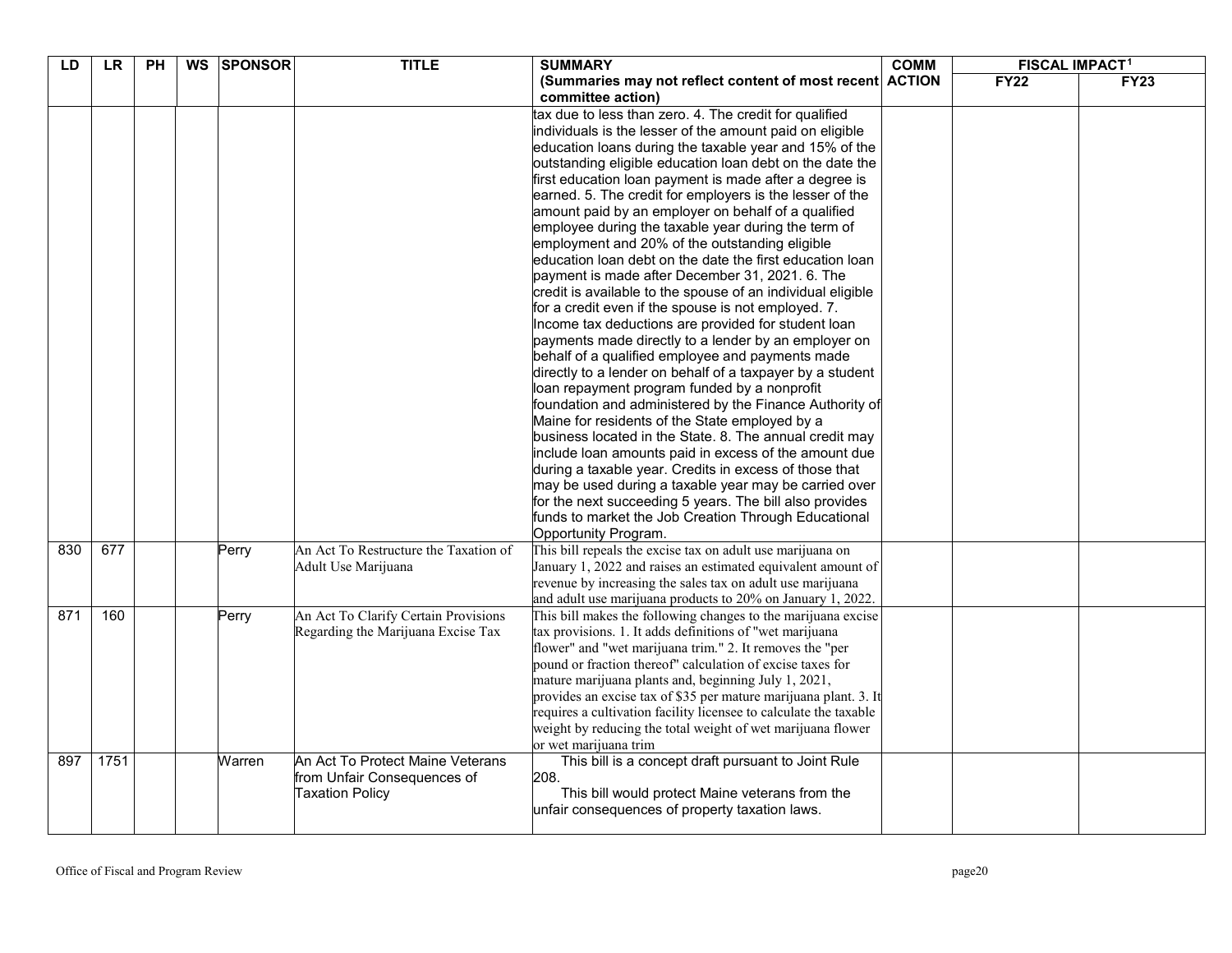| LD | LR | PH | WS | SPONSOR | TITLE | SUMMARY (Summaries may not reflect content of most recent committee action) | COMM ACTION | FISCAL IMPACT[1] | |
|---|---|---|---|---|---|---|---|---|---|
| | | | | | | | | FY22 | FY23 |
| | | | | | | tax due to less than zero. 4. The credit for qualified individuals is the lesser of the amount paid on eligible education loans during the taxable year and 15% of the outstanding eligible education loan debt on the date the first education loan payment is made after a degree is earned. 5. The credit for employers is the lesser of the amount paid by an employer on behalf of a qualified employee during the taxable year during the term of employment and 20% of the outstanding eligible education loan debt on the date the first education loan payment is made after December 31, 2021. 6. The credit is available to the spouse of an individual eligible for a credit even if the spouse is not employed. 7. Income tax deductions are provided for student loan payments made directly to a lender by an employer on behalf of a qualified employee and payments made directly to a lender on behalf of a taxpayer by a student loan repayment program funded by a nonprofit foundation and administered by the Finance Authority of Maine for residents of the State employed by a business located in the State. 8. The annual credit may include loan amounts paid in excess of the amount due during a taxable year. Credits in excess of those that may be used during a taxable year may be carried over for the next succeeding 5 years. The bill also provides funds to market the Job Creation Through Educational Opportunity Program. | | | |
| 830 | 677 | | | Perry | An Act To Restructure the Taxation of Adult Use Marijuana | This bill repeals the excise tax on adult use marijuana on January 1, 2022 and raises an estimated equivalent amount of revenue by increasing the sales tax on adult use marijuana and adult use marijuana products to 20% on January 1, 2022. | | | |
| 871 | 160 | | | Perry | An Act To Clarify Certain Provisions Regarding the Marijuana Excise Tax | This bill makes the following changes to the marijuana excise tax provisions. 1. It adds definitions of "wet marijuana flower" and "wet marijuana trim." 2. It removes the "per pound or fraction thereof" calculation of excise taxes for mature marijuana plants and, beginning July 1, 2021, provides an excise tax of $35 per mature marijuana plant. 3. It requires a cultivation facility licensee to calculate the taxable weight by reducing the total weight of wet marijuana flower or wet marijuana trim | | | |
| 897 | 1751 | | | Warren | An Act To Protect Maine Veterans from Unfair Consequences of Taxation Policy | This bill is a concept draft pursuant to Joint Rule 208. This bill would protect Maine veterans from the unfair consequences of property taxation laws. | | | |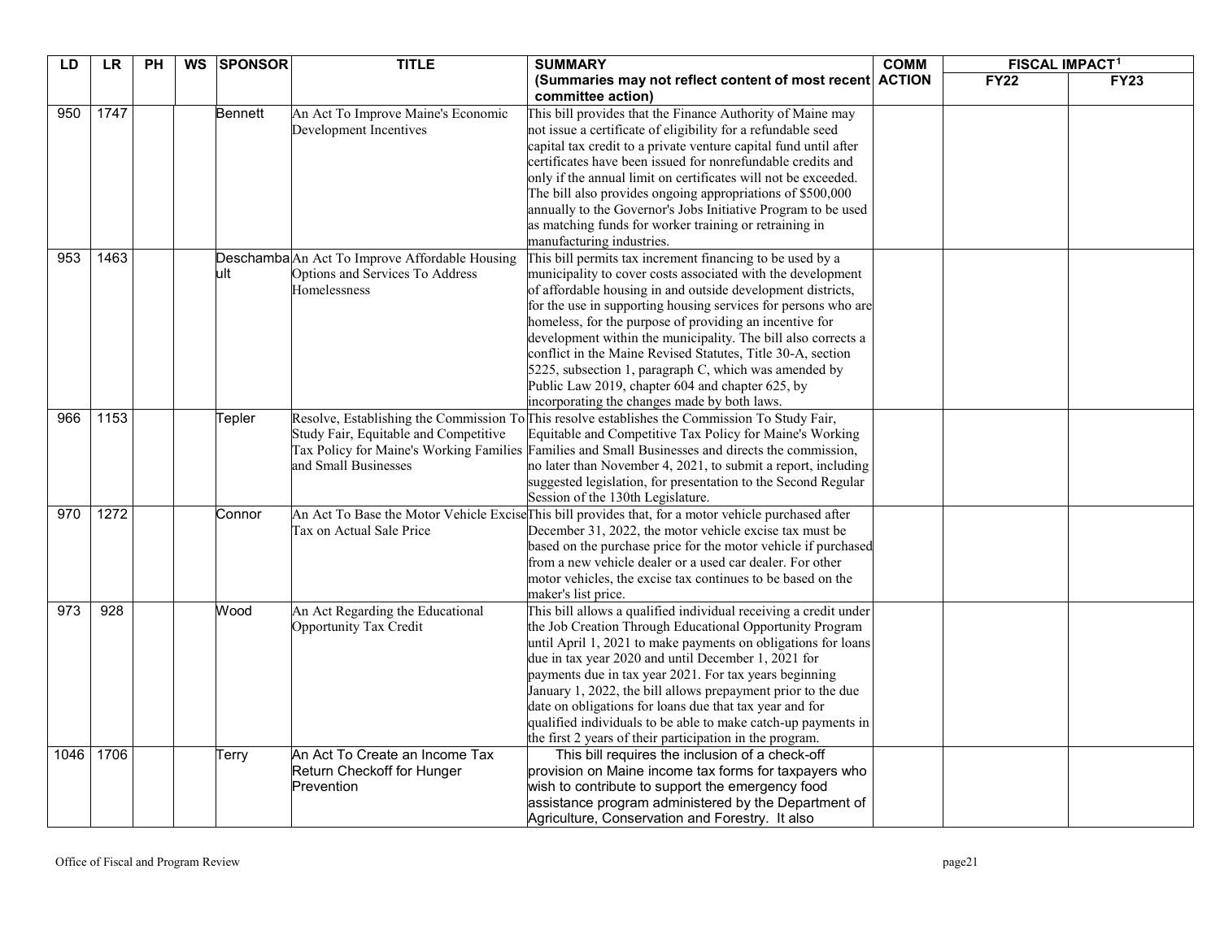| LD | LR | PH | WS | SPONSOR | TITLE | SUMMARY (Summaries may not reflect content of most recent committee action) | COMM ACTION | FISCAL IMPACT[1] | |
|---|---|---|---|---|---|---|---|---|---|
| | | | | | | | | FY22 | FY23 |
| 950 | 1747 | | | Bennett | An Act To Improve Maine's Economic Development Incentives | This bill provides that the Finance Authority of Maine may not issue a certificate of eligibility for a refundable seed capital tax credit to a private venture capital fund until after certificates have been issued for nonrefundable credits and only if the annual limit on certificates will not be exceeded. The bill also provides ongoing appropriations of $500,000 annually to the Governor's Jobs Initiative Program to be used as matching funds for worker training or retraining in manufacturing industries. | | | |
| 953 | 1463 | | | Deschambault | An Act To Improve Affordable Housing Options and Services To Address Homelessness | This bill permits tax increment financing to be used by a municipality to cover costs associated with the development of affordable housing in and outside development districts, for the use in supporting housing services for persons who are homeless, for the purpose of providing an incentive for development within the municipality. The bill also corrects a conflict in the Maine Revised Statutes, Title 30-A, section 5225, subsection 1, paragraph C, which was amended by Public Law 2019, chapter 604 and chapter 625, by incorporating the changes made by both laws. | | | |
| 966 | 1153 | | | Tepler | Resolve, Establishing the Commission To Study Fair, Equitable and Competitive Tax Policy for Maine's Working Families and Small Businesses | This resolve establishes the Commission To Study Fair, Equitable and Competitive Tax Policy for Maine's Working Families and Small Businesses and directs the commission, no later than November 4, 2021, to submit a report, including suggested legislation, for presentation to the Second Regular Session of the 130th Legislature. | | | |
| 970 | 1272 | | | Connor | An Act To Base the Motor Vehicle Excise Tax on Actual Sale Price | This bill provides that, for a motor vehicle purchased after December 31, 2022, the motor vehicle excise tax must be based on the purchase price for the motor vehicle if purchased from a new vehicle dealer or a used car dealer. For other motor vehicles, the excise tax continues to be based on the maker's list price. | | | |
| 973 | 928 | | | Wood | An Act Regarding the Educational Opportunity Tax Credit | This bill allows a qualified individual receiving a credit under the Job Creation Through Educational Opportunity Program until April 1, 2021 to make payments on obligations for loans due in tax year 2020 and until December 1, 2021 for payments due in tax year 2021. For tax years beginning January 1, 2022, the bill allows prepayment prior to the due date on obligations for loans due that tax year and for qualified individuals to be able to make catch-up payments in the first 2 years of their participation in the program. | | | |
| 1046 | 1706 | | | Terry | An Act To Create an Income Tax Return Checkoff for Hunger Prevention | This bill requires the inclusion of a check-off provision on Maine income tax forms for taxpayers who wish to contribute to support the emergency food assistance program administered by the Department of Agriculture, Conservation and Forestry. It also | | | |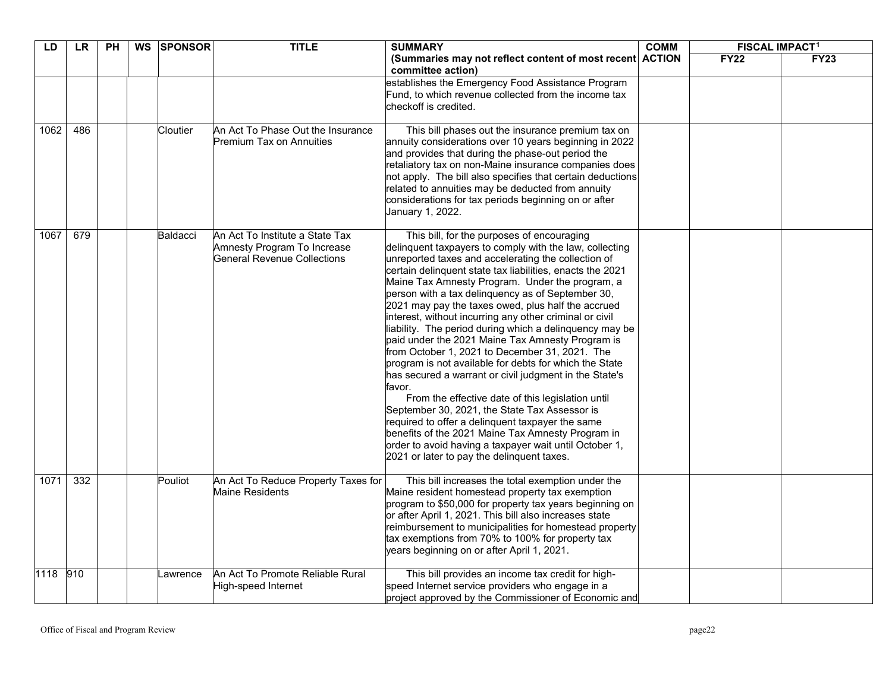| LD | LR | PH | WS | SPONSOR | TITLE | SUMMARY (Summaries may not reflect content of most recent committee action) | COMM ACTION | FISCAL IMPACT[1] | |
|---|---|---|---|---|---|---|---|---|---|
| | | | | | | | | FY22 | FY23 |
| | | | | | | establishes the Emergency Food Assistance Program Fund, to which revenue collected from the income tax checkoff is credited. | | | |
| 1062 | 486 | | | Cloutier | An Act To Phase Out the Insurance Premium Tax on Annuities | This bill phases out the insurance premium tax on annuity considerations over 10 years beginning in 2022 and provides that during the phase-out period the retaliatory tax on non-Maine insurance companies does not apply. The bill also specifies that certain deductions related to annuities may be deducted from annuity considerations for tax periods beginning on or after January 1, 2022. | | | |
| 1067 | 679 | | | Baldacci | An Act To Institute a State Tax Amnesty Program To Increase General Revenue Collections | This bill, for the purposes of encouraging delinquent taxpayers to comply with the law, collecting unreported taxes and accelerating the collection of certain delinquent state tax liabilities, enacts the 2021 Maine Tax Amnesty Program. Under the program, a person with a tax delinquency as of September 30, 2021 may pay the taxes owed, plus half the accrued interest, without incurring any other criminal or civil liability. The period during which a delinquency may be paid under the 2021 Maine Tax Amnesty Program is from October 1, 2021 to December 31, 2021. The program is not available for debts for which the State has secured a warrant or civil judgment in the State's favor. From the effective date of this legislation until September 30, 2021, the State Tax Assessor is required to offer a delinquent taxpayer the same benefits of the 2021 Maine Tax Amnesty Program in order to avoid having a taxpayer wait until October 1, 2021 or later to pay the delinquent taxes. | | | |
| 1071 | 332 | | | Pouliot | An Act To Reduce Property Taxes for Maine Residents | This bill increases the total exemption under the Maine resident homestead property tax exemption program to $50,000 for property tax years beginning on or after April 1, 2021. This bill also increases state reimbursement to municipalities for homestead property tax exemptions from 70% to 100% for property tax years beginning on or after April 1, 2021. | | | |
| 1118 | 910 | | | Lawrence | An Act To Promote Reliable Rural High-speed Internet | This bill provides an income tax credit for high-speed Internet service providers who engage in a project approved by the Commissioner of Economic and | | | |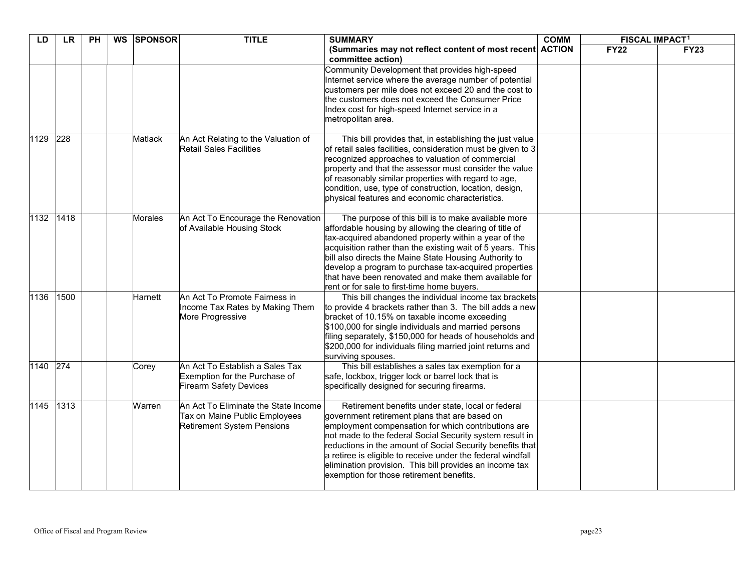| LD | LR | PH | WS | SPONSOR | TITLE | SUMMARY (Summaries may not reflect content of most recent committee action) | COMM ACTION | FISCAL IMPACT[1] | |
|---|---|---|---|---|---|---|---|---|---|
| | | | | | | | | FY22 | FY23 |
| | | | | | | Community Development that provides high-speed Internet service where the average number of potential customers per mile does not exceed 20 and the cost to the customers does not exceed the Consumer Price Index cost for high-speed Internet service in a metropolitan area. | | | |
| 1129 | 228 | | | Matlack | An Act Relating to the Valuation of Retail Sales Facilities | This bill provides that, in establishing the just value of retail sales facilities, consideration must be given to 3 recognized approaches to valuation of commercial property and that the assessor must consider the value of reasonably similar properties with regard to age, condition, use, type of construction, location, design, physical features and economic characteristics. | | | |
| 1132 | 1418 | | | Morales | An Act To Encourage the Renovation of Available Housing Stock | The purpose of this bill is to make available more affordable housing by allowing the clearing of title of tax-acquired abandoned property within a year of the acquisition rather than the existing wait of 5 years. This bill also directs the Maine State Housing Authority to develop a program to purchase tax-acquired properties that have been renovated and make them available for rent or for sale to first-time home buyers. | | | |
| 1136 | 1500 | | | Harnett | An Act To Promote Fairness in Income Tax Rates by Making Them More Progressive | This bill changes the individual income tax brackets to provide 4 brackets rather than 3. The bill adds a new bracket of 10.15% on taxable income exceeding $100,000 for single individuals and married persons filing separately, $150,000 for heads of households and $200,000 for individuals filing married joint returns and surviving spouses. | | | |
| 1140 | 274 | | | Corey | An Act To Establish a Sales Tax Exemption for the Purchase of Firearm Safety Devices | This bill establishes a sales tax exemption for a safe, lockbox, trigger lock or barrel lock that is specifically designed for securing firearms. | | | |
| 1145 | 1313 | | | Warren | An Act To Eliminate the State Income Tax on Maine Public Employees Retirement System Pensions | Retirement benefits under state, local or federal government retirement plans that are based on employment compensation for which contributions are not made to the federal Social Security system result in reductions in the amount of Social Security benefits that a retiree is eligible to receive under the federal windfall elimination provision. This bill provides an income tax exemption for those retirement benefits. | | | |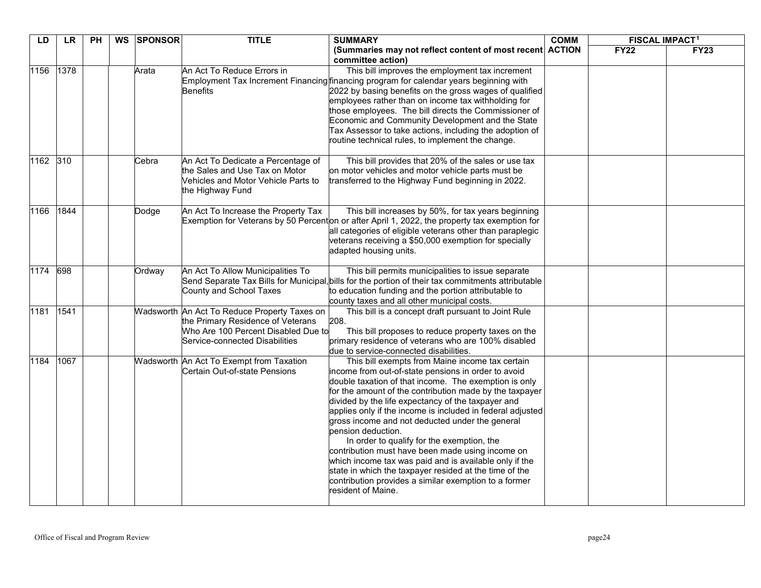| LD | LR | PH | WS | SPONSOR | TITLE | SUMMARY (Summaries may not reflect content of most recent committee action) | COMM ACTION | FISCAL IMPACT[1] | |
|---|---|---|---|---|---|---|---|---|---|
| | | | | | | | | FY22 | FY23 |
| 1156 | 1378 | | | Arata | An Act To Reduce Errors in Employment Tax Increment Financing Benefits | This bill improves the employment tax increment financing program for calendar years beginning with 2022 by basing benefits on the gross wages of qualified employees rather than on income tax withholding for those employees. The bill directs the Commissioner of Economic and Community Development and the State Tax Assessor to take actions, including the adoption of routine technical rules, to implement the change. | | | |
| 1162 | 310 | | | Cebra | An Act To Dedicate a Percentage of the Sales and Use Tax on Motor Vehicles and Motor Vehicle Parts to the Highway Fund | This bill provides that 20% of the sales or use tax on motor vehicles and motor vehicle parts must be transferred to the Highway Fund beginning in 2022. | | | |
| 1166 | 1844 | | | Dodge | An Act To Increase the Property Tax Exemption for Veterans by 50 Percent | This bill increases by 50%, for tax years beginning on or after April 1, 2022, the property tax exemption for all categories of eligible veterans other than paraplegic veterans receiving a $50,000 exemption for specially adapted housing units. | | | |
| 1174 | 698 | | | Ordway | An Act To Allow Municipalities To Send Separate Tax Bills for Municipal, County and School Taxes | This bill permits municipalities to issue separate bills for the portion of their tax commitments attributable to education funding and the portion attributable to county taxes and all other municipal costs. | | | |
| 1181 | 1541 | | | Wadsworth | An Act To Reduce Property Taxes on the Primary Residence of Veterans Who Are 100 Percent Disabled Due to Service-connected Disabilities | This bill is a concept draft pursuant to Joint Rule 208.<br>This bill proposes to reduce property taxes on the primary residence of veterans who are 100% disabled due to service-connected disabilities. | | | |
| 1184 | 1067 | | | Wadsworth | An Act To Exempt from Taxation Certain Out-of-state Pensions | This bill exempts from Maine income tax certain income from out-of-state pensions in order to avoid double taxation of that income. The exemption is only for the amount of the contribution made by the taxpayer divided by the life expectancy of the taxpayer and applies only if the income is included in federal adjusted gross income and not deducted under the general pension deduction.<br>In order to qualify for the exemption, the contribution must have been made using income on which income tax was paid and is available only if the state in which the taxpayer resided at the time of the contribution provides a similar exemption to a former resident of Maine. | | | |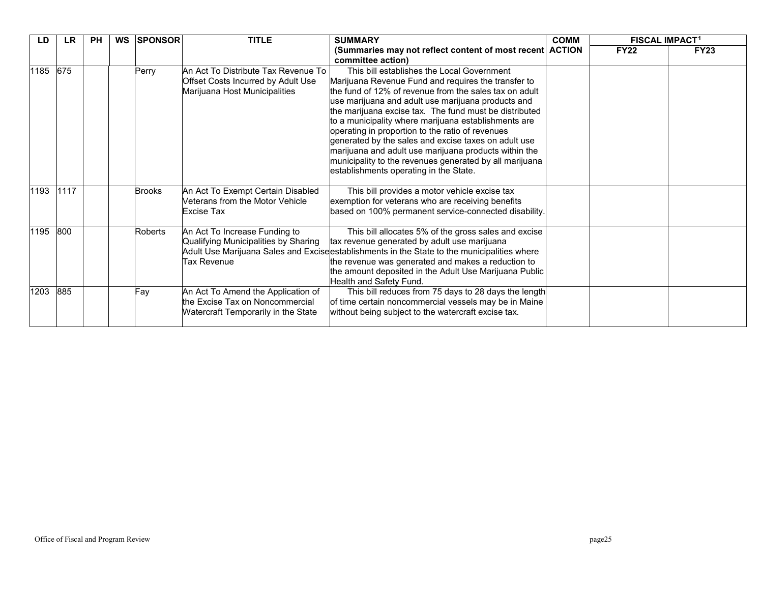| LD | LR | PH | WS | SPONSOR | TITLE | SUMMARY (Summaries may not reflect content of most recent committee action) | COMM ACTION | FISCAL IMPACT[1] | |
|---|---|---|---|---|---|---|---|---|---|
| | | | | | | | | FY22 | FY23 |
| 1185 | 675 | | | Perry | An Act To Distribute Tax Revenue To Offset Costs Incurred by Adult Use Marijuana Host Municipalities | This bill establishes the Local Government Marijuana Revenue Fund and requires the transfer to the fund of 12% of revenue from the sales tax on adult use marijuana and adult use marijuana products and the marijuana excise tax. The fund must be distributed to a municipality where marijuana establishments are operating in proportion to the ratio of revenues generated by the sales and excise taxes on adult use marijuana and adult use marijuana products within the municipality to the revenues generated by all marijuana establishments operating in the State. | | | |
| 1193 | 1117 | | | Brooks | An Act To Exempt Certain Disabled Veterans from the Motor Vehicle Excise Tax | This bill provides a motor vehicle excise tax exemption for veterans who are receiving benefits based on 100% permanent service-connected disability. | | | |
| 1195 | 800 | | | Roberts | An Act To Increase Funding to Qualifying Municipalities by Sharing Adult Use Marijuana Sales and Excise Tax Revenue | This bill allocates 5% of the gross sales and excise tax revenue generated by adult use marijuana establishments in the State to the municipalities where the revenue was generated and makes a reduction to the amount deposited in the Adult Use Marijuana Public Health and Safety Fund. | | | |
| 1203 | 885 | | | Fay | An Act To Amend the Application of the Excise Tax on Noncommercial Watercraft Temporarily in the State | This bill reduces from 75 days to 28 days the length of time certain noncommercial vessels may be in Maine without being subject to the watercraft excise tax. | | | |